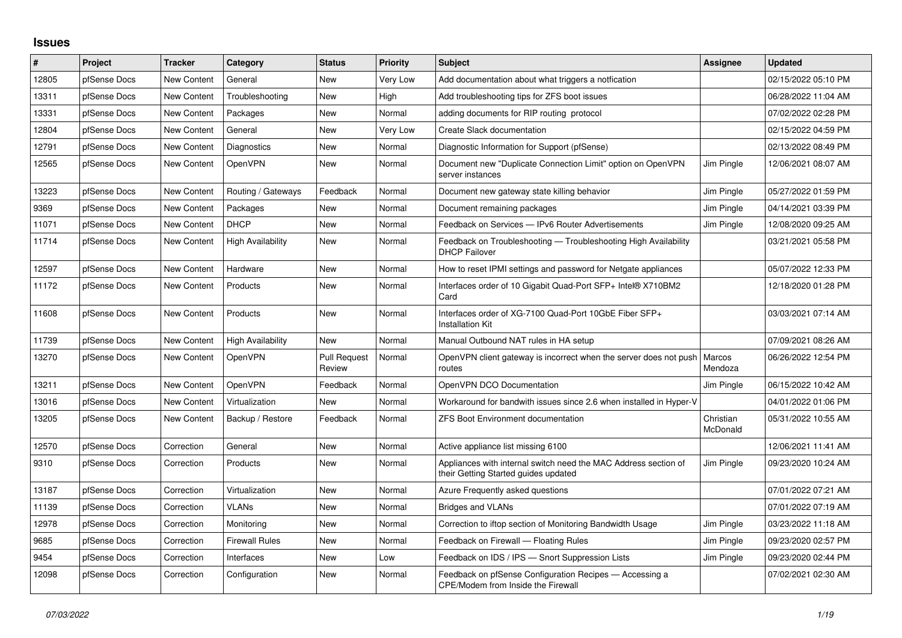## Issues

| # | Project | Tracker | Category | Status | Priority | Subject | Assignee | Updated |
|---|---|---|---|---|---|---|---|---|
| 12805 | pfSense Docs | New Content | General | New | Very Low | Add documentation about what triggers a notfication | | 02/15/2022 05:10 PM |
| 13311 | pfSense Docs | New Content | Troubleshooting | New | High | Add troubleshooting tips for ZFS boot issues | | 06/28/2022 11:04 AM |
| 13331 | pfSense Docs | New Content | Packages | New | Normal | adding documents for RIP routing protocol | | 07/02/2022 02:28 PM |
| 12804 | pfSense Docs | New Content | General | New | Very Low | Create Slack documentation | | 02/15/2022 04:59 PM |
| 12791 | pfSense Docs | New Content | Diagnostics | New | Normal | Diagnostic Information for Support (pfSense) | | 02/13/2022 08:49 PM |
| 12565 | pfSense Docs | New Content | OpenVPN | New | Normal | Document new "Duplicate Connection Limit" option on OpenVPN server instances | Jim Pingle | 12/06/2021 08:07 AM |
| 13223 | pfSense Docs | New Content | Routing / Gateways | Feedback | Normal | Document new gateway state killing behavior | Jim Pingle | 05/27/2022 01:59 PM |
| 9369 | pfSense Docs | New Content | Packages | New | Normal | Document remaining packages | Jim Pingle | 04/14/2021 03:39 PM |
| 11071 | pfSense Docs | New Content | DHCP | New | Normal | Feedback on Services — IPv6 Router Advertisements | Jim Pingle | 12/08/2020 09:25 AM |
| 11714 | pfSense Docs | New Content | High Availability | New | Normal | Feedback on Troubleshooting — Troubleshooting High Availability DHCP Failover | | 03/21/2021 05:58 PM |
| 12597 | pfSense Docs | New Content | Hardware | New | Normal | How to reset IPMI settings and password for Netgate appliances | | 05/07/2022 12:33 PM |
| 11172 | pfSense Docs | New Content | Products | New | Normal | Interfaces order of 10 Gigabit Quad-Port SFP+ Intel® X710BM2 Card | | 12/18/2020 01:28 PM |
| 11608 | pfSense Docs | New Content | Products | New | Normal | Interfaces order of XG-7100 Quad-Port 10GbE Fiber SFP+ Installation Kit | | 03/03/2021 07:14 AM |
| 11739 | pfSense Docs | New Content | High Availability | New | Normal | Manual Outbound NAT rules in HA setup | | 07/09/2021 08:26 AM |
| 13270 | pfSense Docs | New Content | OpenVPN | Pull Request Review | Normal | OpenVPN client gateway is incorrect when the server does not push routes | Marcos Mendoza | 06/26/2022 12:54 PM |
| 13211 | pfSense Docs | New Content | OpenVPN | Feedback | Normal | OpenVPN DCO Documentation | Jim Pingle | 06/15/2022 10:42 AM |
| 13016 | pfSense Docs | New Content | Virtualization | New | Normal | Workaround for bandwith issues since 2.6 when installed in Hyper-V | | 04/01/2022 01:06 PM |
| 13205 | pfSense Docs | New Content | Backup / Restore | Feedback | Normal | ZFS Boot Environment documentation | Christian McDonald | 05/31/2022 10:55 AM |
| 12570 | pfSense Docs | Correction | General | New | Normal | Active appliance list missing 6100 | | 12/06/2021 11:41 AM |
| 9310 | pfSense Docs | Correction | Products | New | Normal | Appliances with internal switch need the MAC Address section of their Getting Started guides updated | Jim Pingle | 09/23/2020 10:24 AM |
| 13187 | pfSense Docs | Correction | Virtualization | New | Normal | Azure Frequently asked questions | | 07/01/2022 07:21 AM |
| 11139 | pfSense Docs | Correction | VLANs | New | Normal | Bridges and VLANs | | 07/01/2022 07:19 AM |
| 12978 | pfSense Docs | Correction | Monitoring | New | Normal | Correction to iftop section of Monitoring Bandwidth Usage | Jim Pingle | 03/23/2022 11:18 AM |
| 9685 | pfSense Docs | Correction | Firewall Rules | New | Normal | Feedback on Firewall — Floating Rules | Jim Pingle | 09/23/2020 02:57 PM |
| 9454 | pfSense Docs | Correction | Interfaces | New | Low | Feedback on IDS / IPS — Snort Suppression Lists | Jim Pingle | 09/23/2020 02:44 PM |
| 12098 | pfSense Docs | Correction | Configuration | New | Normal | Feedback on pfSense Configuration Recipes — Accessing a CPE/Modem from Inside the Firewall | | 07/02/2021 02:30 AM |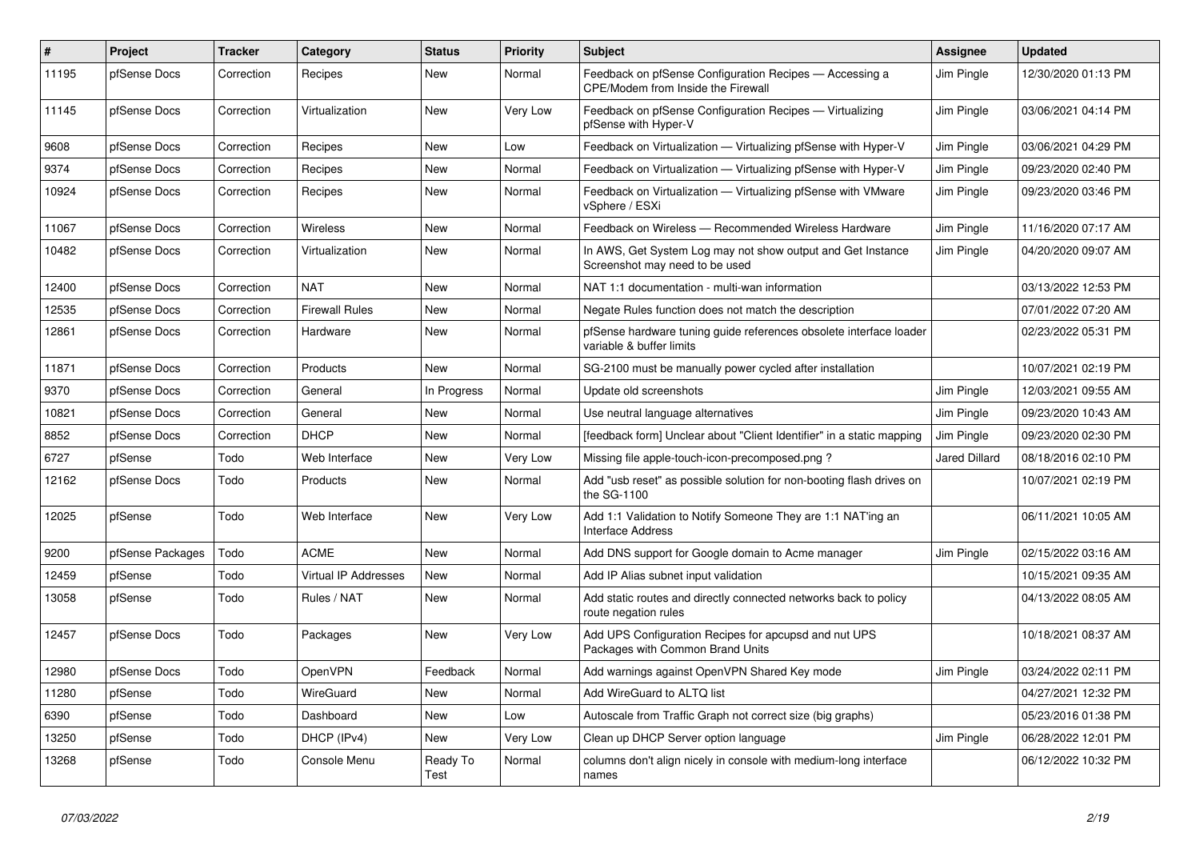| # | Project | Tracker | Category | Status | Priority | Subject | Assignee | Updated |
|---|---|---|---|---|---|---|---|---|
| 11195 | pfSense Docs | Correction | Recipes | New | Normal | Feedback on pfSense Configuration Recipes — Accessing a CPE/Modem from Inside the Firewall | Jim Pingle | 12/30/2020 01:13 PM |
| 11145 | pfSense Docs | Correction | Virtualization | New | Very Low | Feedback on pfSense Configuration Recipes — Virtualizing pfSense with Hyper-V | Jim Pingle | 03/06/2021 04:14 PM |
| 9608 | pfSense Docs | Correction | Recipes | New | Low | Feedback on Virtualization — Virtualizing pfSense with Hyper-V | Jim Pingle | 03/06/2021 04:29 PM |
| 9374 | pfSense Docs | Correction | Recipes | New | Normal | Feedback on Virtualization — Virtualizing pfSense with Hyper-V | Jim Pingle | 09/23/2020 02:40 PM |
| 10924 | pfSense Docs | Correction | Recipes | New | Normal | Feedback on Virtualization — Virtualizing pfSense with VMware vSphere / ESXi | Jim Pingle | 09/23/2020 03:46 PM |
| 11067 | pfSense Docs | Correction | Wireless | New | Normal | Feedback on Wireless — Recommended Wireless Hardware | Jim Pingle | 11/16/2020 07:17 AM |
| 10482 | pfSense Docs | Correction | Virtualization | New | Normal | In AWS, Get System Log may not show output and Get Instance Screenshot may need to be used | Jim Pingle | 04/20/2020 09:07 AM |
| 12400 | pfSense Docs | Correction | NAT | New | Normal | NAT 1:1 documentation - multi-wan information | | 03/13/2022 12:53 PM |
| 12535 | pfSense Docs | Correction | Firewall Rules | New | Normal | Negate Rules function does not match the description | | 07/01/2022 07:20 AM |
| 12861 | pfSense Docs | Correction | Hardware | New | Normal | pfSense hardware tuning guide references obsolete interface loader variable & buffer limits | | 02/23/2022 05:31 PM |
| 11871 | pfSense Docs | Correction | Products | New | Normal | SG-2100 must be manually power cycled after installation | | 10/07/2021 02:19 PM |
| 9370 | pfSense Docs | Correction | General | In Progress | Normal | Update old screenshots | Jim Pingle | 12/03/2021 09:55 AM |
| 10821 | pfSense Docs | Correction | General | New | Normal | Use neutral language alternatives | Jim Pingle | 09/23/2020 10:43 AM |
| 8852 | pfSense Docs | Correction | DHCP | New | Normal | [feedback form] Unclear about "Client Identifier" in a static mapping | Jim Pingle | 09/23/2020 02:30 PM |
| 6727 | pfSense | Todo | Web Interface | New | Very Low | Missing file apple-touch-icon-precomposed.png ? | Jared Dillard | 08/18/2016 02:10 PM |
| 12162 | pfSense Docs | Todo | Products | New | Normal | Add "usb reset" as possible solution for non-booting flash drives on the SG-1100 | | 10/07/2021 02:19 PM |
| 12025 | pfSense | Todo | Web Interface | New | Very Low | Add 1:1 Validation to Notify Someone They are 1:1 NAT'ing an Interface Address | | 06/11/2021 10:05 AM |
| 9200 | pfSense Packages | Todo | ACME | New | Normal | Add DNS support for Google domain to Acme manager | Jim Pingle | 02/15/2022 03:16 AM |
| 12459 | pfSense | Todo | Virtual IP Addresses | New | Normal | Add IP Alias subnet input validation | | 10/15/2021 09:35 AM |
| 13058 | pfSense | Todo | Rules / NAT | New | Normal | Add static routes and directly connected networks back to policy route negation rules | | 04/13/2022 08:05 AM |
| 12457 | pfSense Docs | Todo | Packages | New | Very Low | Add UPS Configuration Recipes for apcupsd and nut UPS Packages with Common Brand Units | | 10/18/2021 08:37 AM |
| 12980 | pfSense Docs | Todo | OpenVPN | Feedback | Normal | Add warnings against OpenVPN Shared Key mode | Jim Pingle | 03/24/2022 02:11 PM |
| 11280 | pfSense | Todo | WireGuard | New | Normal | Add WireGuard to ALTQ list | | 04/27/2021 12:32 PM |
| 6390 | pfSense | Todo | Dashboard | New | Low | Autoscale from Traffic Graph not correct size (big graphs) | | 05/23/2016 01:38 PM |
| 13250 | pfSense | Todo | DHCP (IPv4) | New | Very Low | Clean up DHCP Server option language | Jim Pingle | 06/28/2022 12:01 PM |
| 13268 | pfSense | Todo | Console Menu | Ready To Test | Normal | columns don't align nicely in console with medium-long interface names | | 06/12/2022 10:32 PM |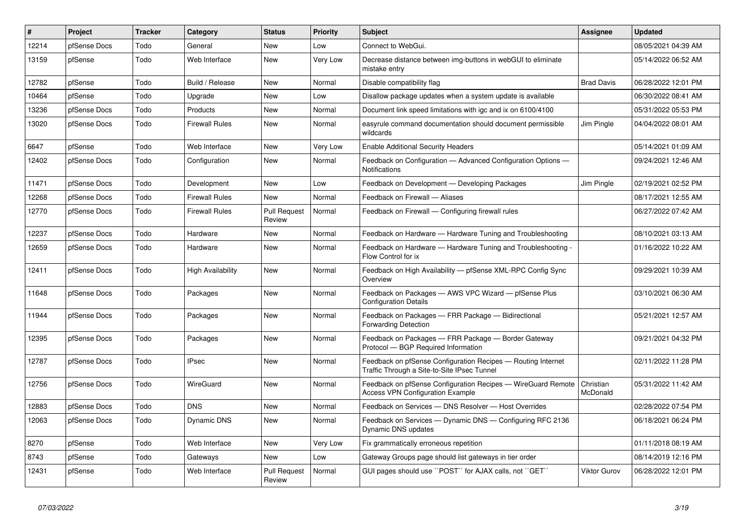| # | Project | Tracker | Category | Status | Priority | Subject | Assignee | Updated |
|---|---|---|---|---|---|---|---|---|
| 12214 | pfSense Docs | Todo | General | New | Low | Connect to WebGui. | | 08/05/2021 04:39 AM |
| 13159 | pfSense | Todo | Web Interface | New | Very Low | Decrease distance between img-buttons in webGUI to eliminate mistake entry | | 05/14/2022 06:52 AM |
| 12782 | pfSense | Todo | Build / Release | New | Normal | Disable compatibility flag | Brad Davis | 06/28/2022 12:01 PM |
| 10464 | pfSense | Todo | Upgrade | New | Low | Disallow package updates when a system update is available | | 06/30/2022 08:41 AM |
| 13236 | pfSense Docs | Todo | Products | New | Normal | Document link speed limitations with igc and ix on 6100/4100 | | 05/31/2022 05:53 PM |
| 13020 | pfSense Docs | Todo | Firewall Rules | New | Normal | easyrule command documentation should document permissible wildcards | Jim Pingle | 04/04/2022 08:01 AM |
| 6647 | pfSense | Todo | Web Interface | New | Very Low | Enable Additional Security Headers | | 05/14/2021 01:09 AM |
| 12402 | pfSense Docs | Todo | Configuration | New | Normal | Feedback on Configuration — Advanced Configuration Options — Notifications | | 09/24/2021 12:46 AM |
| 11471 | pfSense Docs | Todo | Development | New | Low | Feedback on Development — Developing Packages | Jim Pingle | 02/19/2021 02:52 PM |
| 12268 | pfSense Docs | Todo | Firewall Rules | New | Normal | Feedback on Firewall — Aliases | | 08/17/2021 12:55 AM |
| 12770 | pfSense Docs | Todo | Firewall Rules | Pull Request Review | Normal | Feedback on Firewall — Configuring firewall rules | | 06/27/2022 07:42 AM |
| 12237 | pfSense Docs | Todo | Hardware | New | Normal | Feedback on Hardware — Hardware Tuning and Troubleshooting | | 08/10/2021 03:13 AM |
| 12659 | pfSense Docs | Todo | Hardware | New | Normal | Feedback on Hardware — Hardware Tuning and Troubleshooting - Flow Control for ix | | 01/16/2022 10:22 AM |
| 12411 | pfSense Docs | Todo | High Availability | New | Normal | Feedback on High Availability — pfSense XML-RPC Config Sync Overview | | 09/29/2021 10:39 AM |
| 11648 | pfSense Docs | Todo | Packages | New | Normal | Feedback on Packages — AWS VPC Wizard — pfSense Plus Configuration Details | | 03/10/2021 06:30 AM |
| 11944 | pfSense Docs | Todo | Packages | New | Normal | Feedback on Packages — FRR Package — Bidirectional Forwarding Detection | | 05/21/2021 12:57 AM |
| 12395 | pfSense Docs | Todo | Packages | New | Normal | Feedback on Packages — FRR Package — Border Gateway Protocol — BGP Required Information | | 09/21/2021 04:32 PM |
| 12787 | pfSense Docs | Todo | IPsec | New | Normal | Feedback on pfSense Configuration Recipes — Routing Internet Traffic Through a Site-to-Site IPsec Tunnel | | 02/11/2022 11:28 PM |
| 12756 | pfSense Docs | Todo | WireGuard | New | Normal | Feedback on pfSense Configuration Recipes — WireGuard Remote Access VPN Configuration Example | Christian McDonald | 05/31/2022 11:42 AM |
| 12883 | pfSense Docs | Todo | DNS | New | Normal | Feedback on Services — DNS Resolver — Host Overrides | | 02/28/2022 07:54 PM |
| 12063 | pfSense Docs | Todo | Dynamic DNS | New | Normal | Feedback on Services — Dynamic DNS — Configuring RFC 2136 Dynamic DNS updates | | 06/18/2021 06:24 PM |
| 8270 | pfSense | Todo | Web Interface | New | Very Low | Fix grammatically erroneous repetition | | 01/11/2018 08:19 AM |
| 8743 | pfSense | Todo | Gateways | New | Low | Gateway Groups page should list gateways in tier order | | 08/14/2019 12:16 PM |
| 12431 | pfSense | Todo | Web Interface | Pull Request Review | Normal | GUI pages should use ``POST`` for AJAX calls, not ``GET`` | Viktor Gurov | 06/28/2022 12:01 PM |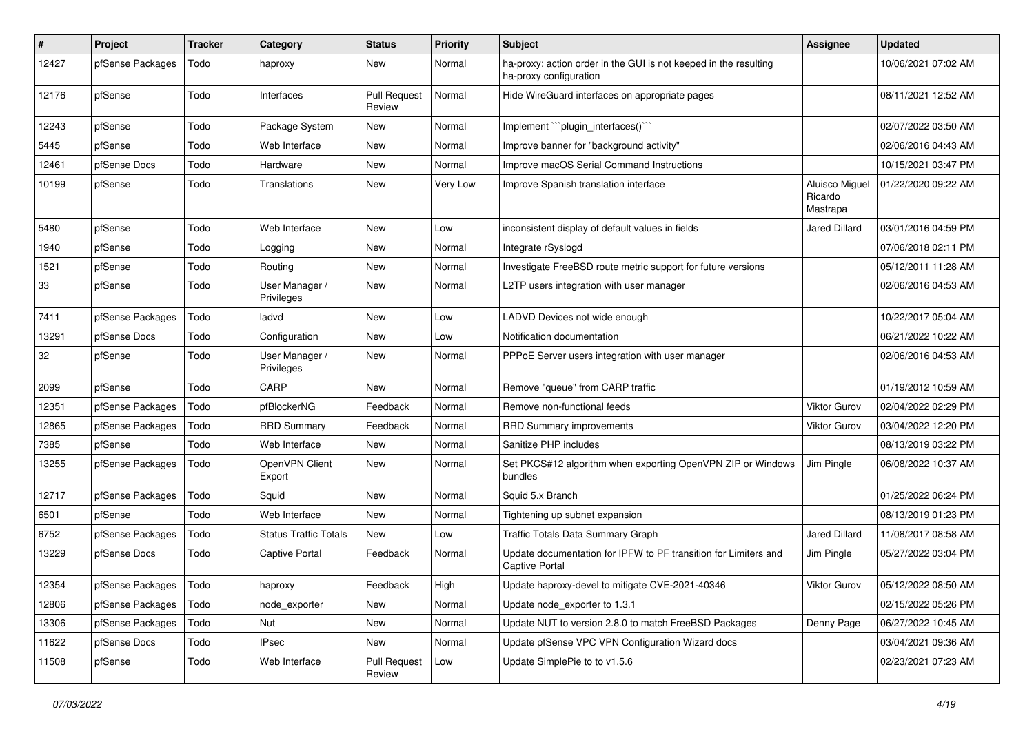| # | Project | Tracker | Category | Status | Priority | Subject | Assignee | Updated |
|---|---|---|---|---|---|---|---|---|
| 12427 | pfSense Packages | Todo | haproxy | New | Normal | ha-proxy: action order in the GUI is not keeped in the resulting ha-proxy configuration | | 10/06/2021 07:02 AM |
| 12176 | pfSense | Todo | Interfaces | Pull Request Review | Normal | Hide WireGuard interfaces on appropriate pages | | 08/11/2021 12:52 AM |
| 12243 | pfSense | Todo | Package System | New | Normal | Implement ```plugin_interfaces()``` | | 02/07/2022 03:50 AM |
| 5445 | pfSense | Todo | Web Interface | New | Normal | Improve banner for "background activity" | | 02/06/2016 04:43 AM |
| 12461 | pfSense Docs | Todo | Hardware | New | Normal | Improve macOS Serial Command Instructions | | 10/15/2021 03:47 PM |
| 10199 | pfSense | Todo | Translations | New | Very Low | Improve Spanish translation interface | Aluisco Miguel Ricardo Mastrapa | 01/22/2020 09:22 AM |
| 5480 | pfSense | Todo | Web Interface | New | Low | inconsistent display of default values in fields | Jared Dillard | 03/01/2016 04:59 PM |
| 1940 | pfSense | Todo | Logging | New | Normal | Integrate rSyslogd | | 07/06/2018 02:11 PM |
| 1521 | pfSense | Todo | Routing | New | Normal | Investigate FreeBSD route metric support for future versions | | 05/12/2011 11:28 AM |
| 33 | pfSense | Todo | User Manager / Privileges | New | Normal | L2TP users integration with user manager | | 02/06/2016 04:53 AM |
| 7411 | pfSense Packages | Todo | ladvd | New | Low | LADVD Devices not wide enough | | 10/22/2017 05:04 AM |
| 13291 | pfSense Docs | Todo | Configuration | New | Low | Notification documentation | | 06/21/2022 10:22 AM |
| 32 | pfSense | Todo | User Manager / Privileges | New | Normal | PPPoE Server users integration with user manager | | 02/06/2016 04:53 AM |
| 2099 | pfSense | Todo | CARP | New | Normal | Remove "queue" from CARP traffic | | 01/19/2012 10:59 AM |
| 12351 | pfSense Packages | Todo | pfBlockerNG | Feedback | Normal | Remove non-functional feeds | Viktor Gurov | 02/04/2022 02:29 PM |
| 12865 | pfSense Packages | Todo | RRD Summary | Feedback | Normal | RRD Summary improvements | Viktor Gurov | 03/04/2022 12:20 PM |
| 7385 | pfSense | Todo | Web Interface | New | Normal | Sanitize PHP includes | | 08/13/2019 03:22 PM |
| 13255 | pfSense Packages | Todo | OpenVPN Client Export | New | Normal | Set PKCS#12 algorithm when exporting OpenVPN ZIP or Windows bundles | Jim Pingle | 06/08/2022 10:37 AM |
| 12717 | pfSense Packages | Todo | Squid | New | Normal | Squid 5.x Branch | | 01/25/2022 06:24 PM |
| 6501 | pfSense | Todo | Web Interface | New | Normal | Tightening up subnet expansion | | 08/13/2019 01:23 PM |
| 6752 | pfSense Packages | Todo | Status Traffic Totals | New | Low | Traffic Totals Data Summary Graph | Jared Dillard | 11/08/2017 08:58 AM |
| 13229 | pfSense Docs | Todo | Captive Portal | Feedback | Normal | Update documentation for IPFW to PF transition for Limiters and Captive Portal | Jim Pingle | 05/27/2022 03:04 PM |
| 12354 | pfSense Packages | Todo | haproxy | Feedback | High | Update haproxy-devel to mitigate CVE-2021-40346 | Viktor Gurov | 05/12/2022 08:50 AM |
| 12806 | pfSense Packages | Todo | node_exporter | New | Normal | Update node_exporter to 1.3.1 | | 02/15/2022 05:26 PM |
| 13306 | pfSense Packages | Todo | Nut | New | Normal | Update NUT to version 2.8.0 to match FreeBSD Packages | Denny Page | 06/27/2022 10:45 AM |
| 11622 | pfSense Docs | Todo | IPsec | New | Normal | Update pfSense VPC VPN Configuration Wizard docs | | 03/04/2021 09:36 AM |
| 11508 | pfSense | Todo | Web Interface | Pull Request Review | Low | Update SimplePie to to v1.5.6 | | 02/23/2021 07:23 AM |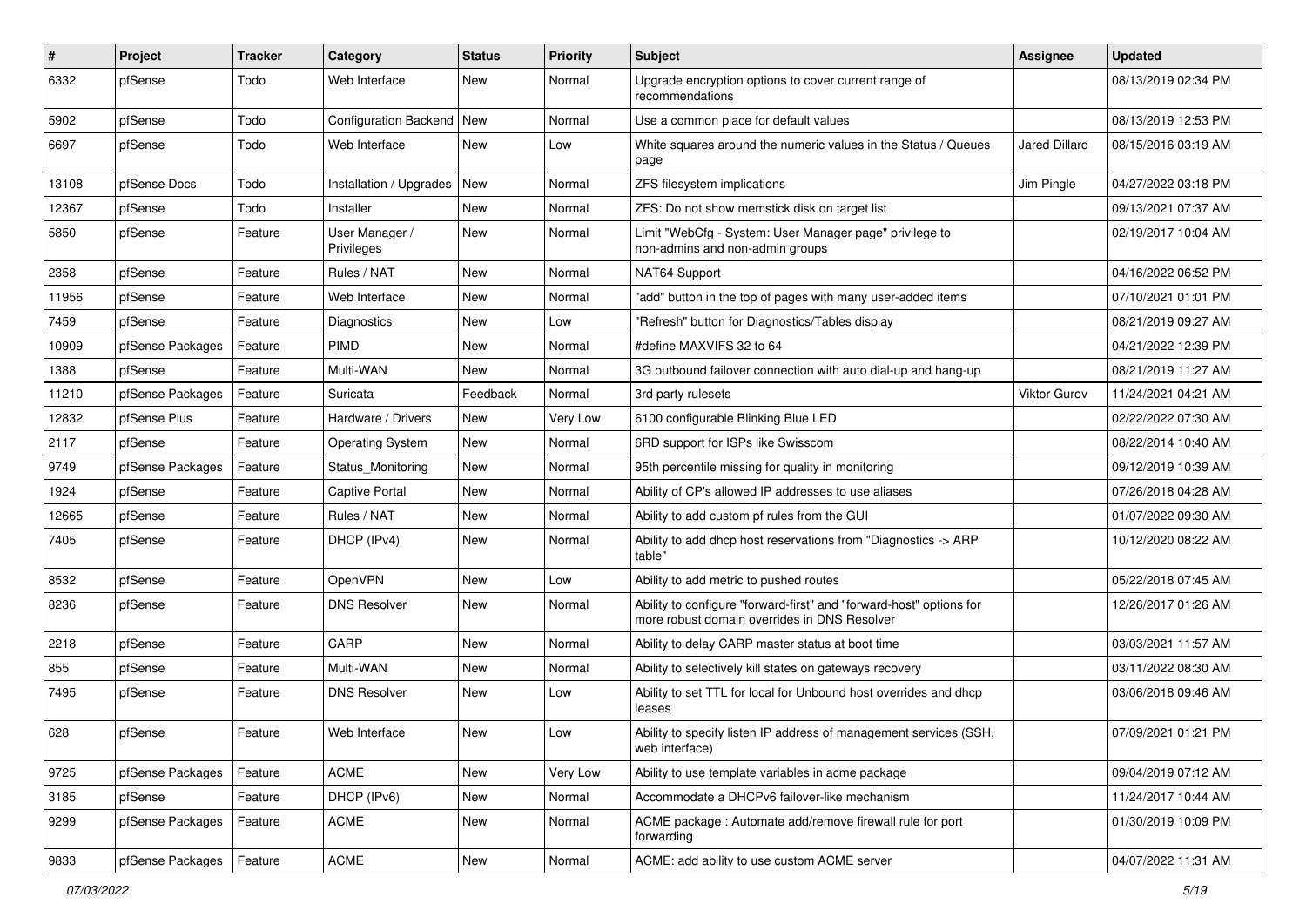| # | Project | Tracker | Category | Status | Priority | Subject | Assignee | Updated |
|---|---|---|---|---|---|---|---|---|
| 6332 | pfSense | Todo | Web Interface | New | Normal | Upgrade encryption options to cover current range of recommendations | | 08/13/2019 02:34 PM |
| 5902 | pfSense | Todo | Configuration Backend | New | Normal | Use a common place for default values | | 08/13/2019 12:53 PM |
| 6697 | pfSense | Todo | Web Interface | New | Low | White squares around the numeric values in the Status / Queues page | Jared Dillard | 08/15/2016 03:19 AM |
| 13108 | pfSense Docs | Todo | Installation / Upgrades | New | Normal | ZFS filesystem implications | Jim Pingle | 04/27/2022 03:18 PM |
| 12367 | pfSense | Todo | Installer | New | Normal | ZFS: Do not show memstick disk on target list | | 09/13/2021 07:37 AM |
| 5850 | pfSense | Feature | User Manager / Privileges | New | Normal | Limit "WebCfg - System: User Manager page" privilege to non-admins and non-admin groups | | 02/19/2017 10:04 AM |
| 2358 | pfSense | Feature | Rules / NAT | New | Normal | NAT64 Support | | 04/16/2022 06:52 PM |
| 11956 | pfSense | Feature | Web Interface | New | Normal | "add" button in the top of pages with many user-added items | | 07/10/2021 01:01 PM |
| 7459 | pfSense | Feature | Diagnostics | New | Low | "Refresh" button for Diagnostics/Tables display | | 08/21/2019 09:27 AM |
| 10909 | pfSense Packages | Feature | PIMD | New | Normal | #define MAXVIFS 32 to 64 | | 04/21/2022 12:39 PM |
| 1388 | pfSense | Feature | Multi-WAN | New | Normal | 3G outbound failover connection with auto dial-up and hang-up | | 08/21/2019 11:27 AM |
| 11210 | pfSense Packages | Feature | Suricata | Feedback | Normal | 3rd party rulesets | Viktor Gurov | 11/24/2021 04:21 AM |
| 12832 | pfSense Plus | Feature | Hardware / Drivers | New | Very Low | 6100 configurable Blinking Blue LED | | 02/22/2022 07:30 AM |
| 2117 | pfSense | Feature | Operating System | New | Normal | 6RD support for ISPs like Swisscom | | 08/22/2014 10:40 AM |
| 9749 | pfSense Packages | Feature | Status_Monitoring | New | Normal | 95th percentile missing for quality in monitoring | | 09/12/2019 10:39 AM |
| 1924 | pfSense | Feature | Captive Portal | New | Normal | Ability of CP's allowed IP addresses to use aliases | | 07/26/2018 04:28 AM |
| 12665 | pfSense | Feature | Rules / NAT | New | Normal | Ability to add custom pf rules from the GUI | | 01/07/2022 09:30 AM |
| 7405 | pfSense | Feature | DHCP (IPv4) | New | Normal | Ability to add dhcp host reservations from "Diagnostics -> ARP table" | | 10/12/2020 08:22 AM |
| 8532 | pfSense | Feature | OpenVPN | New | Low | Ability to add metric to pushed routes | | 05/22/2018 07:45 AM |
| 8236 | pfSense | Feature | DNS Resolver | New | Normal | Ability to configure "forward-first" and "forward-host" options for more robust domain overrides in DNS Resolver | | 12/26/2017 01:26 AM |
| 2218 | pfSense | Feature | CARP | New | Normal | Ability to delay CARP master status at boot time | | 03/03/2021 11:57 AM |
| 855 | pfSense | Feature | Multi-WAN | New | Normal | Ability to selectively kill states on gateways recovery | | 03/11/2022 08:30 AM |
| 7495 | pfSense | Feature | DNS Resolver | New | Low | Ability to set TTL for local for Unbound host overrides and dhcp leases | | 03/06/2018 09:46 AM |
| 628 | pfSense | Feature | Web Interface | New | Low | Ability to specify listen IP address of management services (SSH, web interface) | | 07/09/2021 01:21 PM |
| 9725 | pfSense Packages | Feature | ACME | New | Very Low | Ability to use template variables in acme package | | 09/04/2019 07:12 AM |
| 3185 | pfSense | Feature | DHCP (IPv6) | New | Normal | Accommodate a DHCPv6 failover-like mechanism | | 11/24/2017 10:44 AM |
| 9299 | pfSense Packages | Feature | ACME | New | Normal | ACME package : Automate add/remove firewall rule for port forwarding | | 01/30/2019 10:09 PM |
| 9833 | pfSense Packages | Feature | ACME | New | Normal | ACME: add ability to use custom ACME server | | 04/07/2022 11:31 AM |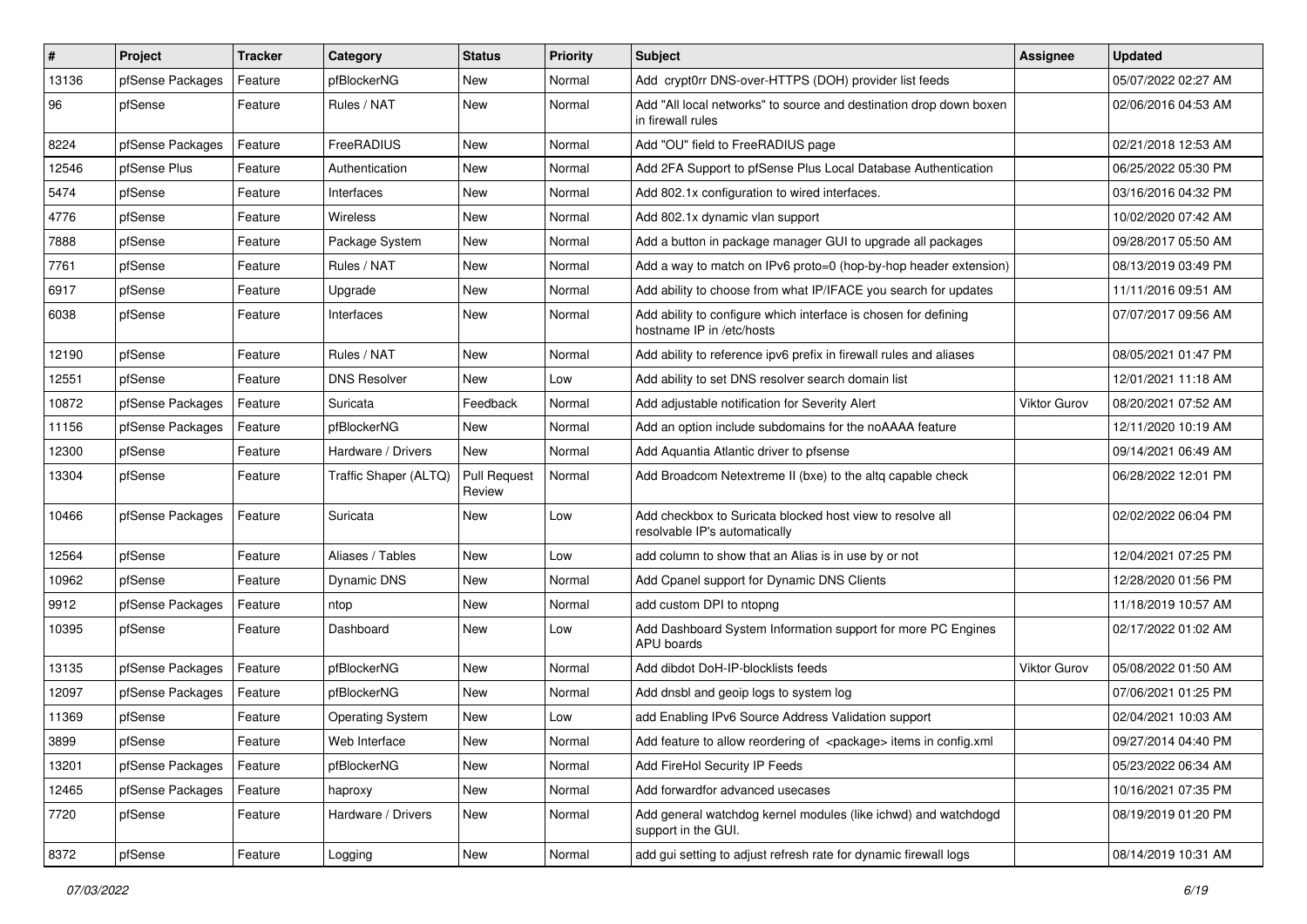| # | Project | Tracker | Category | Status | Priority | Subject | Assignee | Updated |
|---|---|---|---|---|---|---|---|---|
| 13136 | pfSense Packages | Feature | pfBlockerNG | New | Normal | Add crypt0rr DNS-over-HTTPS (DOH) provider list feeds | | 05/07/2022 02:27 AM |
| 96 | pfSense | Feature | Rules / NAT | New | Normal | Add "All local networks" to source and destination drop down boxen in firewall rules | | 02/06/2016 04:53 AM |
| 8224 | pfSense Packages | Feature | FreeRADIUS | New | Normal | Add "OU" field to FreeRADIUS page | | 02/21/2018 12:53 AM |
| 12546 | pfSense Plus | Feature | Authentication | New | Normal | Add 2FA Support to pfSense Plus Local Database Authentication | | 06/25/2022 05:30 PM |
| 5474 | pfSense | Feature | Interfaces | New | Normal | Add 802.1x configuration to wired interfaces. | | 03/16/2016 04:32 PM |
| 4776 | pfSense | Feature | Wireless | New | Normal | Add 802.1x dynamic vlan support | | 10/02/2020 07:42 AM |
| 7888 | pfSense | Feature | Package System | New | Normal | Add a button in package manager GUI to upgrade all packages | | 09/28/2017 05:50 AM |
| 7761 | pfSense | Feature | Rules / NAT | New | Normal | Add a way to match on IPv6 proto=0 (hop-by-hop header extension) | | 08/13/2019 03:49 PM |
| 6917 | pfSense | Feature | Upgrade | New | Normal | Add ability to choose from what IP/IFACE you search for updates | | 11/11/2016 09:51 AM |
| 6038 | pfSense | Feature | Interfaces | New | Normal | Add ability to configure which interface is chosen for defining hostname IP in /etc/hosts | | 07/07/2017 09:56 AM |
| 12190 | pfSense | Feature | Rules / NAT | New | Normal | Add ability to reference ipv6 prefix in firewall rules and aliases | | 08/05/2021 01:47 PM |
| 12551 | pfSense | Feature | DNS Resolver | New | Low | Add ability to set DNS resolver search domain list | | 12/01/2021 11:18 AM |
| 10872 | pfSense Packages | Feature | Suricata | Feedback | Normal | Add adjustable notification for Severity Alert | Viktor Gurov | 08/20/2021 07:52 AM |
| 11156 | pfSense Packages | Feature | pfBlockerNG | New | Normal | Add an option include subdomains for the noAAAA feature | | 12/11/2020 10:19 AM |
| 12300 | pfSense | Feature | Hardware / Drivers | New | Normal | Add Aquantia Atlantic driver to pfsense | | 09/14/2021 06:49 AM |
| 13304 | pfSense | Feature | Traffic Shaper (ALTQ) | Pull Request Review | Normal | Add Broadcom Netextreme II (bxe) to the altq capable check | | 06/28/2022 12:01 PM |
| 10466 | pfSense Packages | Feature | Suricata | New | Low | Add checkbox to Suricata blocked host view to resolve all resolvable IP's automatically | | 02/02/2022 06:04 PM |
| 12564 | pfSense | Feature | Aliases / Tables | New | Low | add column to show that an Alias is in use by or not | | 12/04/2021 07:25 PM |
| 10962 | pfSense | Feature | Dynamic DNS | New | Normal | Add Cpanel support for Dynamic DNS Clients | | 12/28/2020 01:56 PM |
| 9912 | pfSense Packages | Feature | ntop | New | Normal | add custom DPI to ntopng | | 11/18/2019 10:57 AM |
| 10395 | pfSense | Feature | Dashboard | New | Low | Add Dashboard System Information support for more PC Engines APU boards | | 02/17/2022 01:02 AM |
| 13135 | pfSense Packages | Feature | pfBlockerNG | New | Normal | Add dibdot DoH-IP-blocklists feeds | Viktor Gurov | 05/08/2022 01:50 AM |
| 12097 | pfSense Packages | Feature | pfBlockerNG | New | Normal | Add dnsbl and geoip logs to system log | | 07/06/2021 01:25 PM |
| 11369 | pfSense | Feature | Operating System | New | Low | add Enabling IPv6 Source Address Validation support | | 02/04/2021 10:03 AM |
| 3899 | pfSense | Feature | Web Interface | New | Normal | Add feature to allow reordering of <package> items in config.xml | | 09/27/2014 04:40 PM |
| 13201 | pfSense Packages | Feature | pfBlockerNG | New | Normal | Add FireHol Security IP Feeds | | 05/23/2022 06:34 AM |
| 12465 | pfSense Packages | Feature | haproxy | New | Normal | Add forwardfor advanced usecases | | 10/16/2021 07:35 PM |
| 7720 | pfSense | Feature | Hardware / Drivers | New | Normal | Add general watchdog kernel modules (like ichwd) and watchdogd support in the GUI. | | 08/19/2019 01:20 PM |
| 8372 | pfSense | Feature | Logging | New | Normal | add gui setting to adjust refresh rate for dynamic firewall logs | | 08/14/2019 10:31 AM |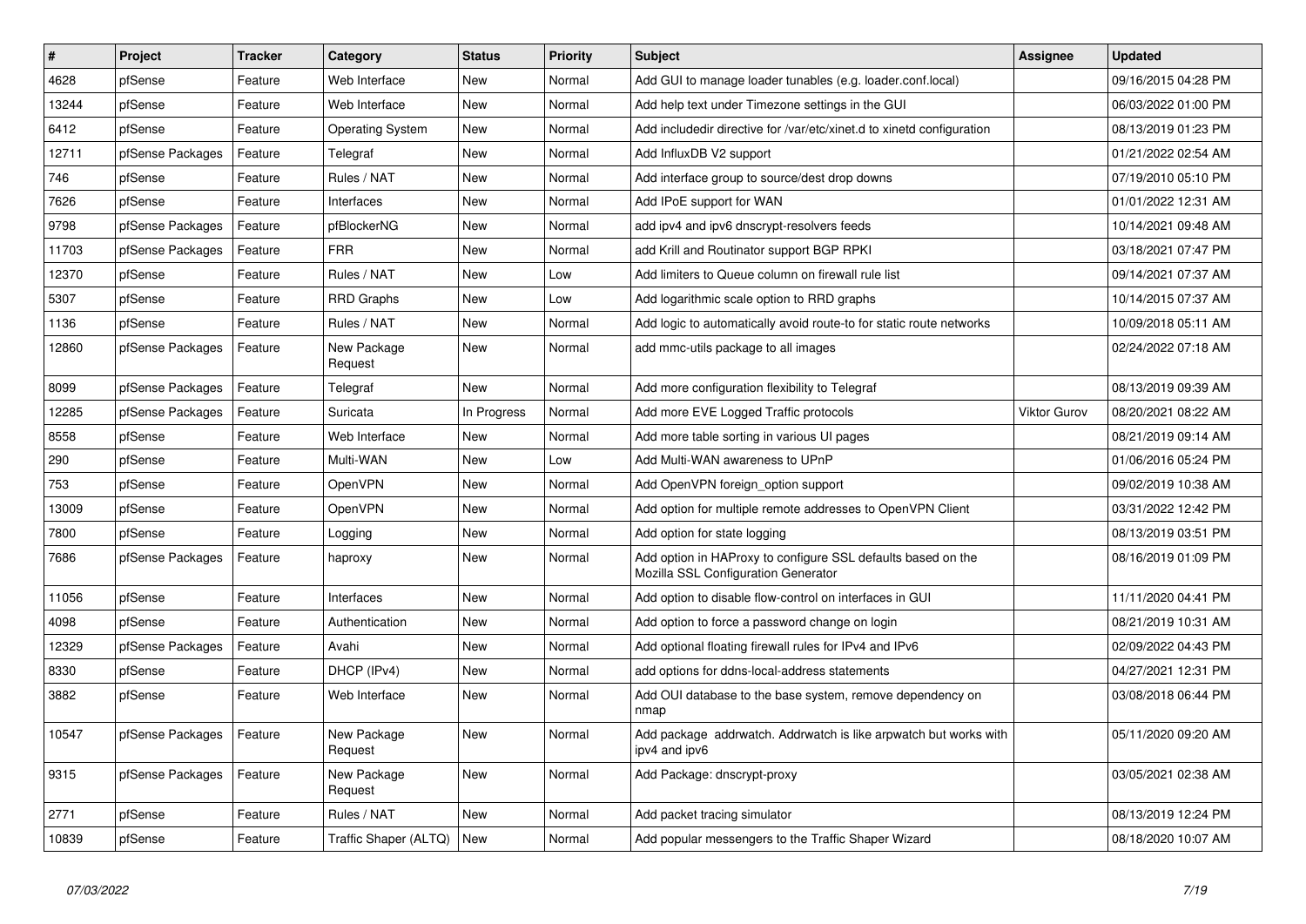| # | Project | Tracker | Category | Status | Priority | Subject | Assignee | Updated |
|---|---|---|---|---|---|---|---|---|
| 4628 | pfSense | Feature | Web Interface | New | Normal | Add GUI to manage loader tunables (e.g. loader.conf.local) | | 09/16/2015 04:28 PM |
| 13244 | pfSense | Feature | Web Interface | New | Normal | Add help text under Timezone settings in the GUI | | 06/03/2022 01:00 PM |
| 6412 | pfSense | Feature | Operating System | New | Normal | Add includedir directive for /var/etc/xinet.d to xinetd configuration | | 08/13/2019 01:23 PM |
| 12711 | pfSense Packages | Feature | Telegraf | New | Normal | Add InfluxDB V2 support | | 01/21/2022 02:54 AM |
| 746 | pfSense | Feature | Rules / NAT | New | Normal | Add interface group to source/dest drop downs | | 07/19/2010 05:10 PM |
| 7626 | pfSense | Feature | Interfaces | New | Normal | Add IPoE support for WAN | | 01/01/2022 12:31 AM |
| 9798 | pfSense Packages | Feature | pfBlockerNG | New | Normal | add ipv4 and ipv6 dnscrypt-resolvers feeds | | 10/14/2021 09:48 AM |
| 11703 | pfSense Packages | Feature | FRR | New | Normal | add Krill and Routinator support BGP RPKI | | 03/18/2021 07:47 PM |
| 12370 | pfSense | Feature | Rules / NAT | New | Low | Add limiters to Queue column on firewall rule list | | 09/14/2021 07:37 AM |
| 5307 | pfSense | Feature | RRD Graphs | New | Low | Add logarithmic scale option to RRD graphs | | 10/14/2015 07:37 AM |
| 1136 | pfSense | Feature | Rules / NAT | New | Normal | Add logic to automatically avoid route-to for static route networks | | 10/09/2018 05:11 AM |
| 12860 | pfSense Packages | Feature | New Package Request | New | Normal | add mmc-utils package to all images | | 02/24/2022 07:18 AM |
| 8099 | pfSense Packages | Feature | Telegraf | New | Normal | Add more configuration flexibility to Telegraf | | 08/13/2019 09:39 AM |
| 12285 | pfSense Packages | Feature | Suricata | In Progress | Normal | Add more EVE Logged Traffic protocols | Viktor Gurov | 08/20/2021 08:22 AM |
| 8558 | pfSense | Feature | Web Interface | New | Normal | Add more table sorting in various UI pages | | 08/21/2019 09:14 AM |
| 290 | pfSense | Feature | Multi-WAN | New | Low | Add Multi-WAN awareness to UPnP | | 01/06/2016 05:24 PM |
| 753 | pfSense | Feature | OpenVPN | New | Normal | Add OpenVPN foreign_option support | | 09/02/2019 10:38 AM |
| 13009 | pfSense | Feature | OpenVPN | New | Normal | Add option for multiple remote addresses to OpenVPN Client | | 03/31/2022 12:42 PM |
| 7800 | pfSense | Feature | Logging | New | Normal | Add option for state logging | | 08/13/2019 03:51 PM |
| 7686 | pfSense Packages | Feature | haproxy | New | Normal | Add option in HAProxy to configure SSL defaults based on the Mozilla SSL Configuration Generator | | 08/16/2019 01:09 PM |
| 11056 | pfSense | Feature | Interfaces | New | Normal | Add option to disable flow-control on interfaces in GUI | | 11/11/2020 04:41 PM |
| 4098 | pfSense | Feature | Authentication | New | Normal | Add option to force a password change on login | | 08/21/2019 10:31 AM |
| 12329 | pfSense Packages | Feature | Avahi | New | Normal | Add optional floating firewall rules for IPv4 and IPv6 | | 02/09/2022 04:43 PM |
| 8330 | pfSense | Feature | DHCP (IPv4) | New | Normal | add options for ddns-local-address statements | | 04/27/2021 12:31 PM |
| 3882 | pfSense | Feature | Web Interface | New | Normal | Add OUI database to the base system, remove dependency on nmap | | 03/08/2018 06:44 PM |
| 10547 | pfSense Packages | Feature | New Package Request | New | Normal | Add package addrwatch. Addrwatch is like arpwatch but works with ipv4 and ipv6 | | 05/11/2020 09:20 AM |
| 9315 | pfSense Packages | Feature | New Package Request | New | Normal | Add Package: dnscrypt-proxy | | 03/05/2021 02:38 AM |
| 2771 | pfSense | Feature | Rules / NAT | New | Normal | Add packet tracing simulator | | 08/13/2019 12:24 PM |
| 10839 | pfSense | Feature | Traffic Shaper (ALTQ) | New | Normal | Add popular messengers to the Traffic Shaper Wizard | | 08/18/2020 10:07 AM |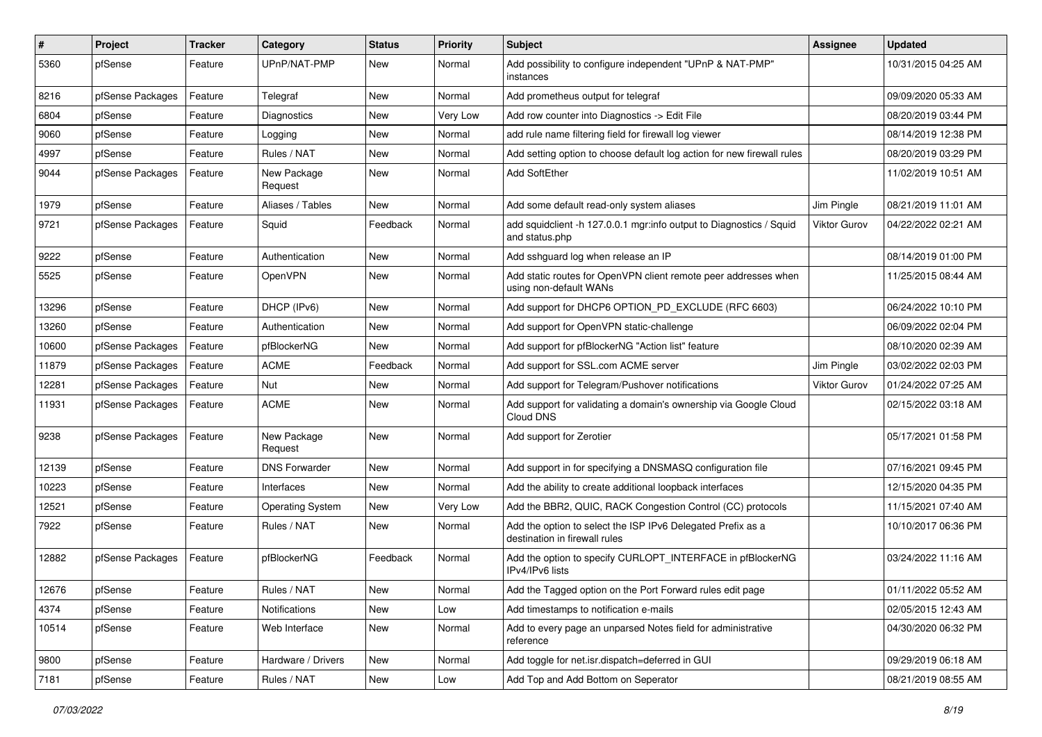| # | Project | Tracker | Category | Status | Priority | Subject | Assignee | Updated |
|---|---|---|---|---|---|---|---|---|
| 5360 | pfSense | Feature | UPnP/NAT-PMP | New | Normal | Add possibility to configure independent "UPnP & NAT-PMP" instances | | 10/31/2015 04:25 AM |
| 8216 | pfSense Packages | Feature | Telegraf | New | Normal | Add prometheus output for telegraf | | 09/09/2020 05:33 AM |
| 6804 | pfSense | Feature | Diagnostics | New | Very Low | Add row counter into Diagnostics -> Edit File | | 08/20/2019 03:44 PM |
| 9060 | pfSense | Feature | Logging | New | Normal | add rule name filtering field for firewall log viewer | | 08/14/2019 12:38 PM |
| 4997 | pfSense | Feature | Rules / NAT | New | Normal | Add setting option to choose default log action for new firewall rules | | 08/20/2019 03:29 PM |
| 9044 | pfSense Packages | Feature | New Package Request | New | Normal | Add SoftEther | | 11/02/2019 10:51 AM |
| 1979 | pfSense | Feature | Aliases / Tables | New | Normal | Add some default read-only system aliases | Jim Pingle | 08/21/2019 11:01 AM |
| 9721 | pfSense Packages | Feature | Squid | Feedback | Normal | add squidclient -h 127.0.0.1 mgr:info output to Diagnostics / Squid and status.php | Viktor Gurov | 04/22/2022 02:21 AM |
| 9222 | pfSense | Feature | Authentication | New | Normal | Add sshguard log when release an IP | | 08/14/2019 01:00 PM |
| 5525 | pfSense | Feature | OpenVPN | New | Normal | Add static routes for OpenVPN client remote peer addresses when using non-default WANs | | 11/25/2015 08:44 AM |
| 13296 | pfSense | Feature | DHCP (IPv6) | New | Normal | Add support for DHCP6 OPTION_PD_EXCLUDE (RFC 6603) | | 06/24/2022 10:10 PM |
| 13260 | pfSense | Feature | Authentication | New | Normal | Add support for OpenVPN static-challenge | | 06/09/2022 02:04 PM |
| 10600 | pfSense Packages | Feature | pfBlockerNG | New | Normal | Add support for pfBlockerNG "Action list" feature | | 08/10/2020 02:39 AM |
| 11879 | pfSense Packages | Feature | ACME | Feedback | Normal | Add support for SSL.com ACME server | Jim Pingle | 03/02/2022 02:03 PM |
| 12281 | pfSense Packages | Feature | Nut | New | Normal | Add support for Telegram/Pushover notifications | Viktor Gurov | 01/24/2022 07:25 AM |
| 11931 | pfSense Packages | Feature | ACME | New | Normal | Add support for validating a domain's ownership via Google Cloud DNS | | 02/15/2022 03:18 AM |
| 9238 | pfSense Packages | Feature | New Package Request | New | Normal | Add support for Zerotier | | 05/17/2021 01:58 PM |
| 12139 | pfSense | Feature | DNS Forwarder | New | Normal | Add support in for specifying a DNSMASQ configuration file | | 07/16/2021 09:45 PM |
| 10223 | pfSense | Feature | Interfaces | New | Normal | Add the ability to create additional loopback interfaces | | 12/15/2020 04:35 PM |
| 12521 | pfSense | Feature | Operating System | New | Very Low | Add the BBR2, QUIC, RACK Congestion Control (CC) protocols | | 11/15/2021 07:40 AM |
| 7922 | pfSense | Feature | Rules / NAT | New | Normal | Add the option to select the ISP IPv6 Delegated Prefix as a destination in firewall rules | | 10/10/2017 06:36 PM |
| 12882 | pfSense Packages | Feature | pfBlockerNG | Feedback | Normal | Add the option to specify CURLOPT_INTERFACE in pfBlockerNG IPv4/IPv6 lists | | 03/24/2022 11:16 AM |
| 12676 | pfSense | Feature | Rules / NAT | New | Normal | Add the Tagged option on the Port Forward rules edit page | | 01/11/2022 05:52 AM |
| 4374 | pfSense | Feature | Notifications | New | Low | Add timestamps to notification e-mails | | 02/05/2015 12:43 AM |
| 10514 | pfSense | Feature | Web Interface | New | Normal | Add to every page an unparsed Notes field for administrative reference | | 04/30/2020 06:32 PM |
| 9800 | pfSense | Feature | Hardware / Drivers | New | Normal | Add toggle for net.isr.dispatch=deferred in GUI | | 09/29/2019 06:18 AM |
| 7181 | pfSense | Feature | Rules / NAT | New | Low | Add Top and Add Bottom on Seperator | | 08/21/2019 08:55 AM |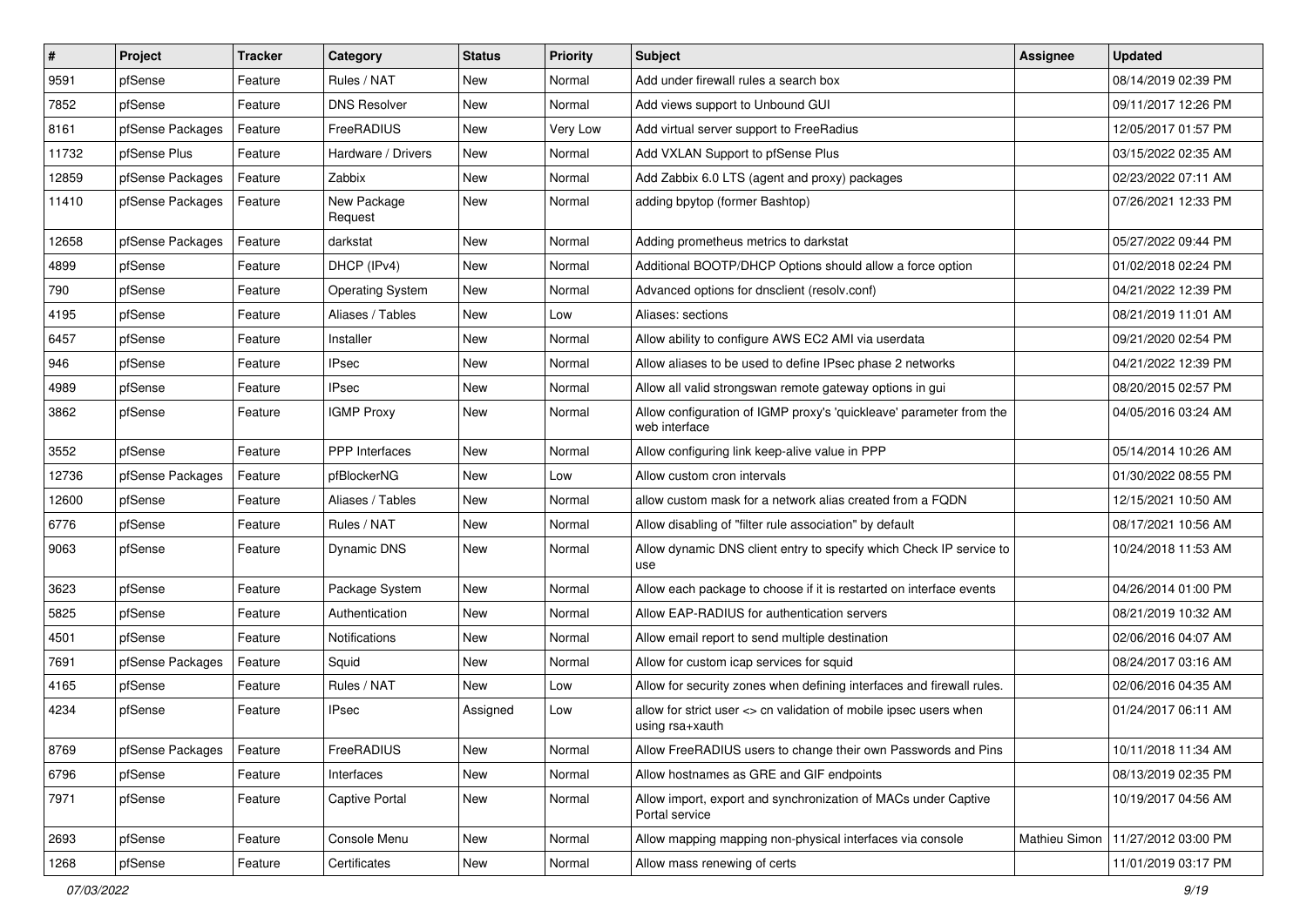| # | Project | Tracker | Category | Status | Priority | Subject | Assignee | Updated |
|---|---|---|---|---|---|---|---|---|
| 9591 | pfSense | Feature | Rules / NAT | New | Normal | Add under firewall rules a search box | | 08/14/2019 02:39 PM |
| 7852 | pfSense | Feature | DNS Resolver | New | Normal | Add views support to Unbound GUI | | 09/11/2017 12:26 PM |
| 8161 | pfSense Packages | Feature | FreeRADIUS | New | Very Low | Add virtual server support to FreeRadius | | 12/05/2017 01:57 PM |
| 11732 | pfSense Plus | Feature | Hardware / Drivers | New | Normal | Add VXLAN Support to pfSense Plus | | 03/15/2022 02:35 AM |
| 12859 | pfSense Packages | Feature | Zabbix | New | Normal | Add Zabbix 6.0 LTS (agent and proxy) packages | | 02/23/2022 07:11 AM |
| 11410 | pfSense Packages | Feature | New Package Request | New | Normal | adding bpytop (former Bashtop) | | 07/26/2021 12:33 PM |
| 12658 | pfSense Packages | Feature | darkstat | New | Normal | Adding prometheus metrics to darkstat | | 05/27/2022 09:44 PM |
| 4899 | pfSense | Feature | DHCP (IPv4) | New | Normal | Additional BOOTP/DHCP Options should allow a force option | | 01/02/2018 02:24 PM |
| 790 | pfSense | Feature | Operating System | New | Normal | Advanced options for dnsclient (resolv.conf) | | 04/21/2022 12:39 PM |
| 4195 | pfSense | Feature | Aliases / Tables | New | Low | Aliases: sections | | 08/21/2019 11:01 AM |
| 6457 | pfSense | Feature | Installer | New | Normal | Allow ability to configure AWS EC2 AMI via userdata | | 09/21/2020 02:54 PM |
| 946 | pfSense | Feature | IPsec | New | Normal | Allow aliases to be used to define IPsec phase 2 networks | | 04/21/2022 12:39 PM |
| 4989 | pfSense | Feature | IPsec | New | Normal | Allow all valid strongswan remote gateway options in gui | | 08/20/2015 02:57 PM |
| 3862 | pfSense | Feature | IGMP Proxy | New | Normal | Allow configuration of IGMP proxy's 'quickleave' parameter from the web interface | | 04/05/2016 03:24 AM |
| 3552 | pfSense | Feature | PPP Interfaces | New | Normal | Allow configuring link keep-alive value in PPP | | 05/14/2014 10:26 AM |
| 12736 | pfSense Packages | Feature | pfBlockerNG | New | Low | Allow custom cron intervals | | 01/30/2022 08:55 PM |
| 12600 | pfSense | Feature | Aliases / Tables | New | Normal | allow custom mask for a network alias created from a FQDN | | 12/15/2021 10:50 AM |
| 6776 | pfSense | Feature | Rules / NAT | New | Normal | Allow disabling of "filter rule association" by default | | 08/17/2021 10:56 AM |
| 9063 | pfSense | Feature | Dynamic DNS | New | Normal | Allow dynamic DNS client entry to specify which Check IP service to use | | 10/24/2018 11:53 AM |
| 3623 | pfSense | Feature | Package System | New | Normal | Allow each package to choose if it is restarted on interface events | | 04/26/2014 01:00 PM |
| 5825 | pfSense | Feature | Authentication | New | Normal | Allow EAP-RADIUS for authentication servers | | 08/21/2019 10:32 AM |
| 4501 | pfSense | Feature | Notifications | New | Normal | Allow email report to send multiple destination | | 02/06/2016 04:07 AM |
| 7691 | pfSense Packages | Feature | Squid | New | Normal | Allow for custom icap services for squid | | 08/24/2017 03:16 AM |
| 4165 | pfSense | Feature | Rules / NAT | New | Low | Allow for security zones when defining interfaces and firewall rules. | | 02/06/2016 04:35 AM |
| 4234 | pfSense | Feature | IPsec | Assigned | Low | allow for strict user <> cn validation of mobile ipsec users when using rsa+xauth | | 01/24/2017 06:11 AM |
| 8769 | pfSense Packages | Feature | FreeRADIUS | New | Normal | Allow FreeRADIUS users to change their own Passwords and Pins | | 10/11/2018 11:34 AM |
| 6796 | pfSense | Feature | Interfaces | New | Normal | Allow hostnames as GRE and GIF endpoints | | 08/13/2019 02:35 PM |
| 7971 | pfSense | Feature | Captive Portal | New | Normal | Allow import, export and synchronization of MACs under Captive Portal service | | 10/19/2017 04:56 AM |
| 2693 | pfSense | Feature | Console Menu | New | Normal | Allow mapping mapping non-physical interfaces via console | Mathieu Simon | 11/27/2012 03:00 PM |
| 1268 | pfSense | Feature | Certificates | New | Normal | Allow mass renewing of certs | | 11/01/2019 03:17 PM |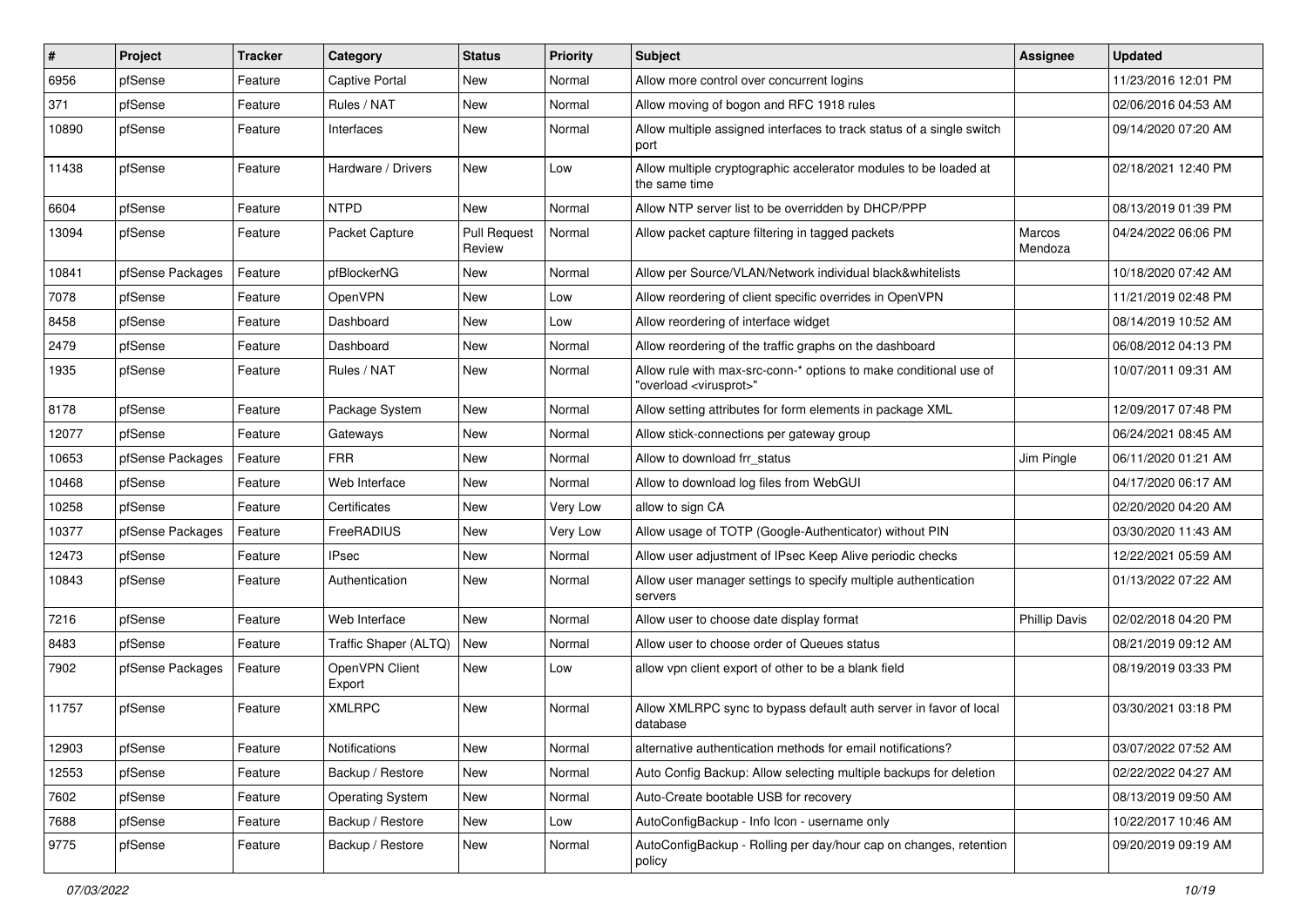| # | Project | Tracker | Category | Status | Priority | Subject | Assignee | Updated |
|---|---|---|---|---|---|---|---|---|
| 6956 | pfSense | Feature | Captive Portal | New | Normal | Allow more control over concurrent logins | | 11/23/2016 12:01 PM |
| 371 | pfSense | Feature | Rules / NAT | New | Normal | Allow moving of bogon and RFC 1918 rules | | 02/06/2016 04:53 AM |
| 10890 | pfSense | Feature | Interfaces | New | Normal | Allow multiple assigned interfaces to track status of a single switch port | | 09/14/2020 07:20 AM |
| 11438 | pfSense | Feature | Hardware / Drivers | New | Low | Allow multiple cryptographic accelerator modules to be loaded at the same time | | 02/18/2021 12:40 PM |
| 6604 | pfSense | Feature | NTPD | New | Normal | Allow NTP server list to be overridden by DHCP/PPP | | 08/13/2019 01:39 PM |
| 13094 | pfSense | Feature | Packet Capture | Pull Request Review | Normal | Allow packet capture filtering in tagged packets | Marcos Mendoza | 04/24/2022 06:06 PM |
| 10841 | pfSense Packages | Feature | pfBlockerNG | New | Normal | Allow per Source/VLAN/Network individual black&whitelists | | 10/18/2020 07:42 AM |
| 7078 | pfSense | Feature | OpenVPN | New | Low | Allow reordering of client specific overrides in OpenVPN | | 11/21/2019 02:48 PM |
| 8458 | pfSense | Feature | Dashboard | New | Low | Allow reordering of interface widget | | 08/14/2019 10:52 AM |
| 2479 | pfSense | Feature | Dashboard | New | Normal | Allow reordering of the traffic graphs on the dashboard | | 06/08/2012 04:13 PM |
| 1935 | pfSense | Feature | Rules / NAT | New | Normal | Allow rule with max-src-conn-* options to make conditional use of "overload <virusprot>" | | 10/07/2011 09:31 AM |
| 8178 | pfSense | Feature | Package System | New | Normal | Allow setting attributes for form elements in package XML | | 12/09/2017 07:48 PM |
| 12077 | pfSense | Feature | Gateways | New | Normal | Allow stick-connections per gateway group | | 06/24/2021 08:45 AM |
| 10653 | pfSense Packages | Feature | FRR | New | Normal | Allow to download frr_status | Jim Pingle | 06/11/2020 01:21 AM |
| 10468 | pfSense | Feature | Web Interface | New | Normal | Allow to download log files from WebGUI | | 04/17/2020 06:17 AM |
| 10258 | pfSense | Feature | Certificates | New | Very Low | allow to sign CA | | 02/20/2020 04:20 AM |
| 10377 | pfSense Packages | Feature | FreeRADIUS | New | Very Low | Allow usage of TOTP (Google-Authenticator) without PIN | | 03/30/2020 11:43 AM |
| 12473 | pfSense | Feature | IPsec | New | Normal | Allow user adjustment of IPsec Keep Alive periodic checks | | 12/22/2021 05:59 AM |
| 10843 | pfSense | Feature | Authentication | New | Normal | Allow user manager settings to specify multiple authentication servers | | 01/13/2022 07:22 AM |
| 7216 | pfSense | Feature | Web Interface | New | Normal | Allow user to choose date display format | Phillip Davis | 02/02/2018 04:20 PM |
| 8483 | pfSense | Feature | Traffic Shaper (ALTQ) | New | Normal | Allow user to choose order of Queues status | | 08/21/2019 09:12 AM |
| 7902 | pfSense Packages | Feature | OpenVPN Client Export | New | Low | allow vpn client export of other to be a blank field | | 08/19/2019 03:33 PM |
| 11757 | pfSense | Feature | XMLRPC | New | Normal | Allow XMLRPC sync to bypass default auth server in favor of local database | | 03/30/2021 03:18 PM |
| 12903 | pfSense | Feature | Notifications | New | Normal | alternative authentication methods for email notifications? | | 03/07/2022 07:52 AM |
| 12553 | pfSense | Feature | Backup / Restore | New | Normal | Auto Config Backup: Allow selecting multiple backups for deletion | | 02/22/2022 04:27 AM |
| 7602 | pfSense | Feature | Operating System | New | Normal | Auto-Create bootable USB for recovery | | 08/13/2019 09:50 AM |
| 7688 | pfSense | Feature | Backup / Restore | New | Low | AutoConfigBackup - Info Icon - username only | | 10/22/2017 10:46 AM |
| 9775 | pfSense | Feature | Backup / Restore | New | Normal | AutoConfigBackup - Rolling per day/hour cap on changes, retention policy | | 09/20/2019 09:19 AM |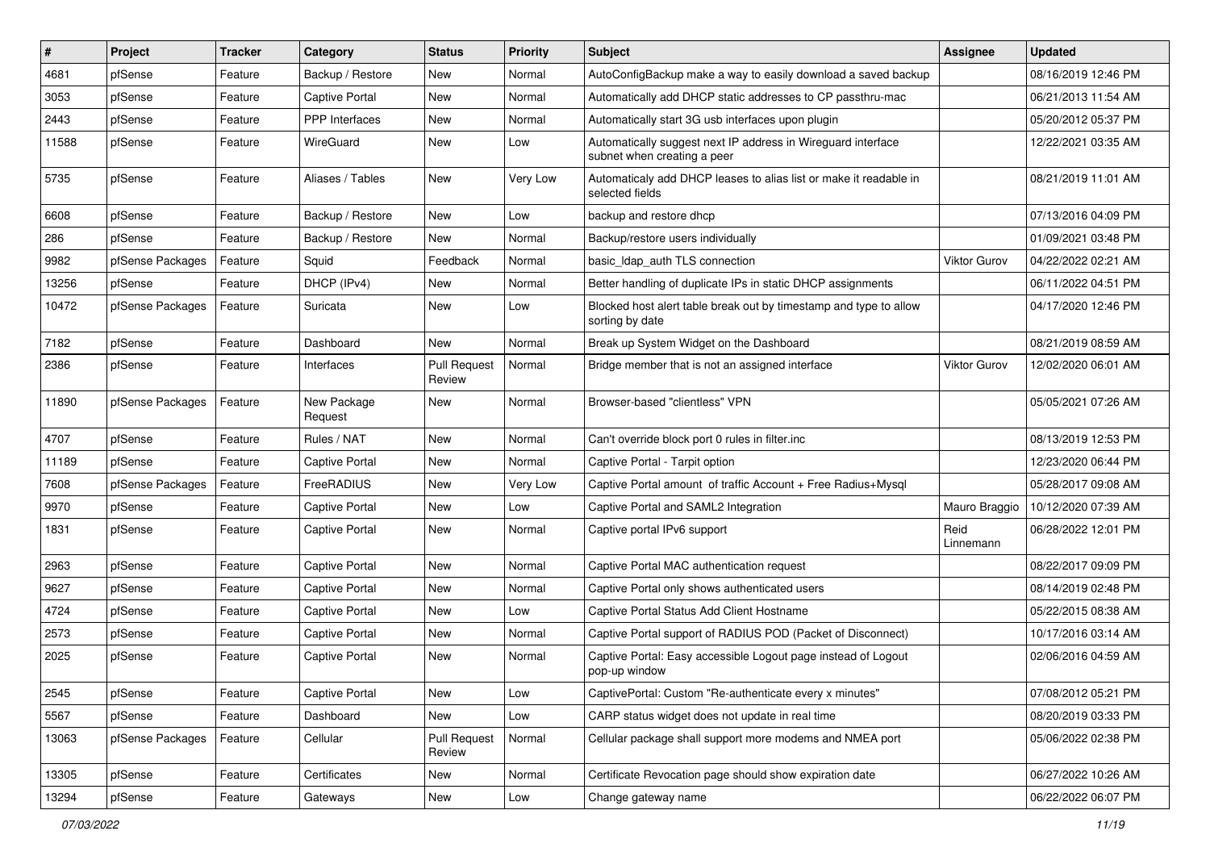| # | Project | Tracker | Category | Status | Priority | Subject | Assignee | Updated |
|---|---|---|---|---|---|---|---|---|
| 4681 | pfSense | Feature | Backup / Restore | New | Normal | AutoConfigBackup make a way to easily download a saved backup | | 08/16/2019 12:46 PM |
| 3053 | pfSense | Feature | Captive Portal | New | Normal | Automatically add DHCP static addresses to CP passthru-mac | | 06/21/2013 11:54 AM |
| 2443 | pfSense | Feature | PPP Interfaces | New | Normal | Automatically start 3G usb interfaces upon plugin | | 05/20/2012 05:37 PM |
| 11588 | pfSense | Feature | WireGuard | New | Low | Automatically suggest next IP address in Wireguard interface subnet when creating a peer | | 12/22/2021 03:35 AM |
| 5735 | pfSense | Feature | Aliases / Tables | New | Very Low | Automaticaly add DHCP leases to alias list or make it readable in selected fields | | 08/21/2019 11:01 AM |
| 6608 | pfSense | Feature | Backup / Restore | New | Low | backup and restore dhcp | | 07/13/2016 04:09 PM |
| 286 | pfSense | Feature | Backup / Restore | New | Normal | Backup/restore users individually | | 01/09/2021 03:48 PM |
| 9982 | pfSense Packages | Feature | Squid | Feedback | Normal | basic_ldap_auth TLS connection | Viktor Gurov | 04/22/2022 02:21 AM |
| 13256 | pfSense | Feature | DHCP (IPv4) | New | Normal | Better handling of duplicate IPs in static DHCP assignments | | 06/11/2022 04:51 PM |
| 10472 | pfSense Packages | Feature | Suricata | New | Low | Blocked host alert table break out by timestamp and type to allow sorting by date | | 04/17/2020 12:46 PM |
| 7182 | pfSense | Feature | Dashboard | New | Normal | Break up System Widget on the Dashboard | | 08/21/2019 08:59 AM |
| 2386 | pfSense | Feature | Interfaces | Pull Request Review | Normal | Bridge member that is not an assigned interface | Viktor Gurov | 12/02/2020 06:01 AM |
| 11890 | pfSense Packages | Feature | New Package Request | New | Normal | Browser-based "clientless" VPN | | 05/05/2021 07:26 AM |
| 4707 | pfSense | Feature | Rules / NAT | New | Normal | Can't override block port 0 rules in filter.inc | | 08/13/2019 12:53 PM |
| 11189 | pfSense | Feature | Captive Portal | New | Normal | Captive Portal - Tarpit option | | 12/23/2020 06:44 PM |
| 7608 | pfSense Packages | Feature | FreeRADIUS | New | Very Low | Captive Portal amount of traffic Account + Free Radius+Mysql | | 05/28/2017 09:08 AM |
| 9970 | pfSense | Feature | Captive Portal | New | Low | Captive Portal and SAML2 Integration | Mauro Braggio | 10/12/2020 07:39 AM |
| 1831 | pfSense | Feature | Captive Portal | New | Normal | Captive portal IPv6 support | Reid Linnemann | 06/28/2022 12:01 PM |
| 2963 | pfSense | Feature | Captive Portal | New | Normal | Captive Portal MAC authentication request | | 08/22/2017 09:09 PM |
| 9627 | pfSense | Feature | Captive Portal | New | Normal | Captive Portal only shows authenticated users | | 08/14/2019 02:48 PM |
| 4724 | pfSense | Feature | Captive Portal | New | Low | Captive Portal Status Add Client Hostname | | 05/22/2015 08:38 AM |
| 2573 | pfSense | Feature | Captive Portal | New | Normal | Captive Portal support of RADIUS POD (Packet of Disconnect) | | 10/17/2016 03:14 AM |
| 2025 | pfSense | Feature | Captive Portal | New | Normal | Captive Portal: Easy accessible Logout page instead of Logout pop-up window | | 02/06/2016 04:59 AM |
| 2545 | pfSense | Feature | Captive Portal | New | Low | CaptivePortal: Custom "Re-authenticate every x minutes" | | 07/08/2012 05:21 PM |
| 5567 | pfSense | Feature | Dashboard | New | Low | CARP status widget does not update in real time | | 08/20/2019 03:33 PM |
| 13063 | pfSense Packages | Feature | Cellular | Pull Request Review | Normal | Cellular package shall support more modems and NMEA port | | 05/06/2022 02:38 PM |
| 13305 | pfSense | Feature | Certificates | New | Normal | Certificate Revocation page should show expiration date | | 06/27/2022 10:26 AM |
| 13294 | pfSense | Feature | Gateways | New | Low | Change gateway name | | 06/22/2022 06:07 PM |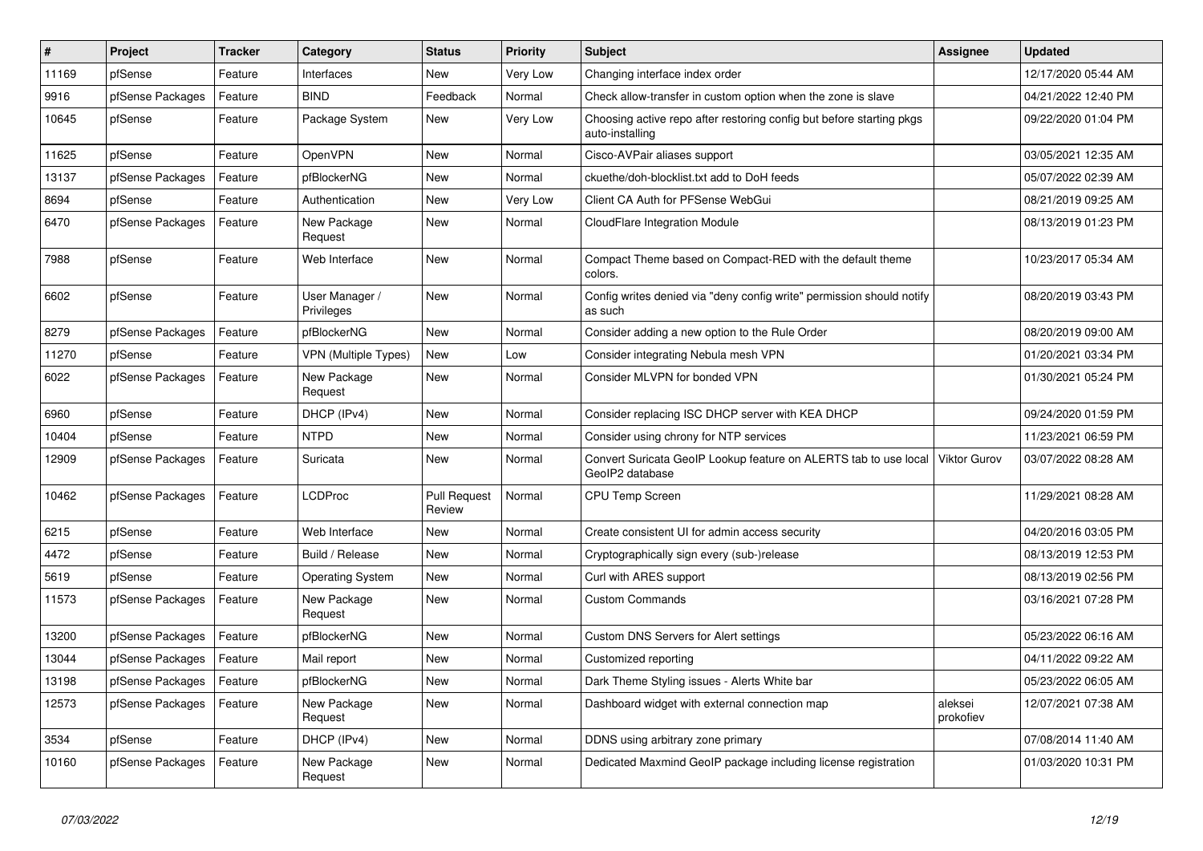| # | Project | Tracker | Category | Status | Priority | Subject | Assignee | Updated |
|---|---|---|---|---|---|---|---|---|
| 11169 | pfSense | Feature | Interfaces | New | Very Low | Changing interface index order | | 12/17/2020 05:44 AM |
| 9916 | pfSense Packages | Feature | BIND | Feedback | Normal | Check allow-transfer in custom option when the zone is slave | | 04/21/2022 12:40 PM |
| 10645 | pfSense | Feature | Package System | New | Very Low | Choosing active repo after restoring config but before starting pkgs auto-installing | | 09/22/2020 01:04 PM |
| 11625 | pfSense | Feature | OpenVPN | New | Normal | Cisco-AVPair aliases support | | 03/05/2021 12:35 AM |
| 13137 | pfSense Packages | Feature | pfBlockerNG | New | Normal | ckuethe/doh-blocklist.txt add to DoH feeds | | 05/07/2022 02:39 AM |
| 8694 | pfSense | Feature | Authentication | New | Very Low | Client CA Auth for PFSense WebGui | | 08/21/2019 09:25 AM |
| 6470 | pfSense Packages | Feature | New Package Request | New | Normal | CloudFlare Integration Module | | 08/13/2019 01:23 PM |
| 7988 | pfSense | Feature | Web Interface | New | Normal | Compact Theme based on Compact-RED with the default theme colors. | | 10/23/2017 05:34 AM |
| 6602 | pfSense | Feature | User Manager / Privileges | New | Normal | Config writes denied via "deny config write" permission should notify as such | | 08/20/2019 03:43 PM |
| 8279 | pfSense Packages | Feature | pfBlockerNG | New | Normal | Consider adding a new option to the Rule Order | | 08/20/2019 09:00 AM |
| 11270 | pfSense | Feature | VPN (Multiple Types) | New | Low | Consider integrating Nebula mesh VPN | | 01/20/2021 03:34 PM |
| 6022 | pfSense Packages | Feature | New Package Request | New | Normal | Consider MLVPN for bonded VPN | | 01/30/2021 05:24 PM |
| 6960 | pfSense | Feature | DHCP (IPv4) | New | Normal | Consider replacing ISC DHCP server with KEA DHCP | | 09/24/2020 01:59 PM |
| 10404 | pfSense | Feature | NTPD | New | Normal | Consider using chrony for NTP services | | 11/23/2021 06:59 PM |
| 12909 | pfSense Packages | Feature | Suricata | New | Normal | Convert Suricata GeoIP Lookup feature on ALERTS tab to use local GeoIP2 database | Viktor Gurov | 03/07/2022 08:28 AM |
| 10462 | pfSense Packages | Feature | LCDProc | Pull Request Review | Normal | CPU Temp Screen | | 11/29/2021 08:28 AM |
| 6215 | pfSense | Feature | Web Interface | New | Normal | Create consistent UI for admin access security | | 04/20/2016 03:05 PM |
| 4472 | pfSense | Feature | Build / Release | New | Normal | Cryptographically sign every (sub-)release | | 08/13/2019 12:53 PM |
| 5619 | pfSense | Feature | Operating System | New | Normal | Curl with ARES support | | 08/13/2019 02:56 PM |
| 11573 | pfSense Packages | Feature | New Package Request | New | Normal | Custom Commands | | 03/16/2021 07:28 PM |
| 13200 | pfSense Packages | Feature | pfBlockerNG | New | Normal | Custom DNS Servers for Alert settings | | 05/23/2022 06:16 AM |
| 13044 | pfSense Packages | Feature | Mail report | New | Normal | Customized reporting | | 04/11/2022 09:22 AM |
| 13198 | pfSense Packages | Feature | pfBlockerNG | New | Normal | Dark Theme Styling issues - Alerts White bar | | 05/23/2022 06:05 AM |
| 12573 | pfSense Packages | Feature | New Package Request | New | Normal | Dashboard widget with external connection map | aleksei prokofiev | 12/07/2021 07:38 AM |
| 3534 | pfSense | Feature | DHCP (IPv4) | New | Normal | DDNS using arbitrary zone primary | | 07/08/2014 11:40 AM |
| 10160 | pfSense Packages | Feature | New Package Request | New | Normal | Dedicated Maxmind GeoIP package including license registration | | 01/03/2020 10:31 PM |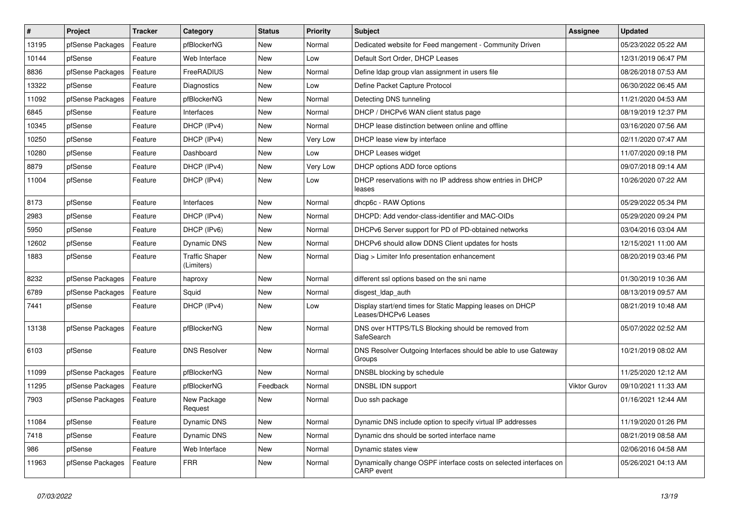| # | Project | Tracker | Category | Status | Priority | Subject | Assignee | Updated |
|---|---|---|---|---|---|---|---|---|
| 13195 | pfSense Packages | Feature | pfBlockerNG | New | Normal | Dedicated website for Feed mangement - Community Driven | | 05/23/2022 05:22 AM |
| 10144 | pfSense | Feature | Web Interface | New | Low | Default Sort Order, DHCP Leases | | 12/31/2019 06:47 PM |
| 8836 | pfSense Packages | Feature | FreeRADIUS | New | Normal | Define ldap group vlan assignment in users file | | 08/26/2018 07:53 AM |
| 13322 | pfSense | Feature | Diagnostics | New | Low | Define Packet Capture Protocol | | 06/30/2022 06:45 AM |
| 11092 | pfSense Packages | Feature | pfBlockerNG | New | Normal | Detecting DNS tunneling | | 11/21/2020 04:53 AM |
| 6845 | pfSense | Feature | Interfaces | New | Normal | DHCP / DHCPv6 WAN client status page | | 08/19/2019 12:37 PM |
| 10345 | pfSense | Feature | DHCP (IPv4) | New | Normal | DHCP lease distinction between online and offline | | 03/16/2020 07:56 AM |
| 10250 | pfSense | Feature | DHCP (IPv4) | New | Very Low | DHCP lease view by interface | | 02/11/2020 07:47 AM |
| 10280 | pfSense | Feature | Dashboard | New | Low | DHCP Leases widget | | 11/07/2020 09:18 PM |
| 8879 | pfSense | Feature | DHCP (IPv4) | New | Very Low | DHCP options ADD force options | | 09/07/2018 09:14 AM |
| 11004 | pfSense | Feature | DHCP (IPv4) | New | Low | DHCP reservations with no IP address show entries in DHCP leases | | 10/26/2020 07:22 AM |
| 8173 | pfSense | Feature | Interfaces | New | Normal | dhcp6c - RAW Options | | 05/29/2022 05:34 PM |
| 2983 | pfSense | Feature | DHCP (IPv4) | New | Normal | DHCPD: Add vendor-class-identifier and MAC-OIDs | | 05/29/2020 09:24 PM |
| 5950 | pfSense | Feature | DHCP (IPv6) | New | Normal | DHCPv6 Server support for PD of PD-obtained networks | | 03/04/2016 03:04 AM |
| 12602 | pfSense | Feature | Dynamic DNS | New | Normal | DHCPv6 should allow DDNS Client updates for hosts | | 12/15/2021 11:00 AM |
| 1883 | pfSense | Feature | Traffic Shaper (Limiters) | New | Normal | Diag > Limiter Info presentation enhancement | | 08/20/2019 03:46 PM |
| 8232 | pfSense Packages | Feature | haproxy | New | Normal | different ssl options based on the sni name | | 01/30/2019 10:36 AM |
| 6789 | pfSense Packages | Feature | Squid | New | Normal | disgest_ldap_auth | | 08/13/2019 09:57 AM |
| 7441 | pfSense | Feature | DHCP (IPv4) | New | Low | Display start/end times for Static Mapping leases on DHCP Leases/DHCPv6 Leases | | 08/21/2019 10:48 AM |
| 13138 | pfSense Packages | Feature | pfBlockerNG | New | Normal | DNS over HTTPS/TLS Blocking should be removed from SafeSearch | | 05/07/2022 02:52 AM |
| 6103 | pfSense | Feature | DNS Resolver | New | Normal | DNS Resolver Outgoing Interfaces should be able to use Gateway Groups | | 10/21/2019 08:02 AM |
| 11099 | pfSense Packages | Feature | pfBlockerNG | New | Normal | DNSBL blocking by schedule | | 11/25/2020 12:12 AM |
| 11295 | pfSense Packages | Feature | pfBlockerNG | Feedback | Normal | DNSBL IDN support | Viktor Gurov | 09/10/2021 11:33 AM |
| 7903 | pfSense Packages | Feature | New Package Request | New | Normal | Duo ssh package | | 01/16/2021 12:44 AM |
| 11084 | pfSense | Feature | Dynamic DNS | New | Normal | Dynamic DNS include option to specify virtual IP addresses | | 11/19/2020 01:26 PM |
| 7418 | pfSense | Feature | Dynamic DNS | New | Normal | Dynamic dns should be sorted interface name | | 08/21/2019 08:58 AM |
| 986 | pfSense | Feature | Web Interface | New | Normal | Dynamic states view | | 02/06/2016 04:58 AM |
| 11963 | pfSense Packages | Feature | FRR | New | Normal | Dynamically change OSPF interface costs on selected interfaces on CARP event | | 05/26/2021 04:13 AM |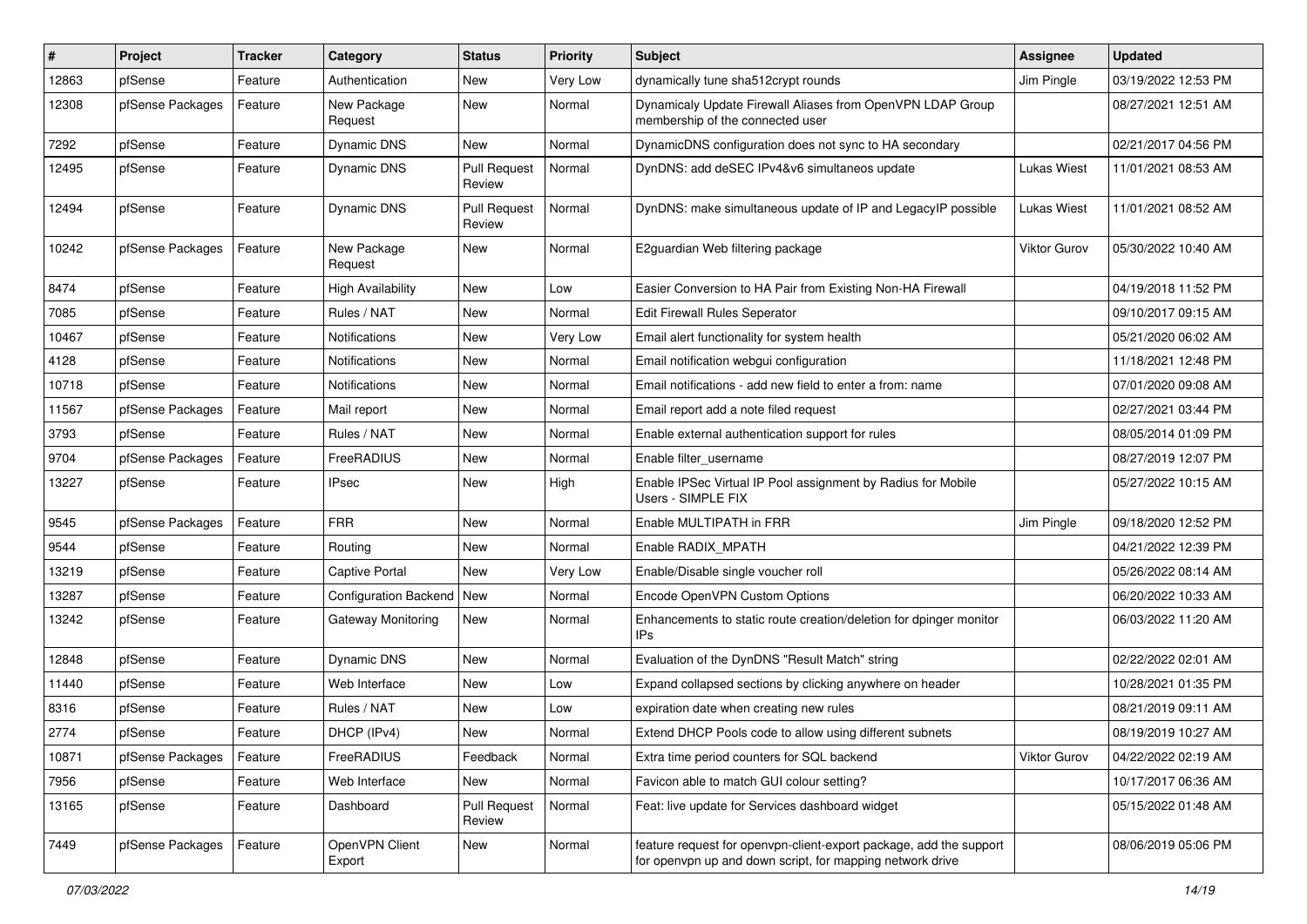| # | Project | Tracker | Category | Status | Priority | Subject | Assignee | Updated |
|---|---|---|---|---|---|---|---|---|
| 12863 | pfSense | Feature | Authentication | New | Very Low | dynamically tune sha512crypt rounds | Jim Pingle | 03/19/2022 12:53 PM |
| 12308 | pfSense Packages | Feature | New Package Request | New | Normal | Dynamicaly Update Firewall Aliases from OpenVPN LDAP Group membership of the connected user | | 08/27/2021 12:51 AM |
| 7292 | pfSense | Feature | Dynamic DNS | New | Normal | DynamicDNS configuration does not sync to HA secondary | | 02/21/2017 04:56 PM |
| 12495 | pfSense | Feature | Dynamic DNS | Pull Request Review | Normal | DynDNS: add deSEC IPv4&v6 simultaneos update | Lukas Wiest | 11/01/2021 08:53 AM |
| 12494 | pfSense | Feature | Dynamic DNS | Pull Request Review | Normal | DynDNS: make simultaneous update of IP and LegacyIP possible | Lukas Wiest | 11/01/2021 08:52 AM |
| 10242 | pfSense Packages | Feature | New Package Request | New | Normal | E2guardian Web filtering package | Viktor Gurov | 05/30/2022 10:40 AM |
| 8474 | pfSense | Feature | High Availability | New | Low | Easier Conversion to HA Pair from Existing Non-HA Firewall | | 04/19/2018 11:52 PM |
| 7085 | pfSense | Feature | Rules / NAT | New | Normal | Edit Firewall Rules Seperator | | 09/10/2017 09:15 AM |
| 10467 | pfSense | Feature | Notifications | New | Very Low | Email alert functionality for system health | | 05/21/2020 06:02 AM |
| 4128 | pfSense | Feature | Notifications | New | Normal | Email notification webgui configuration | | 11/18/2021 12:48 PM |
| 10718 | pfSense | Feature | Notifications | New | Normal | Email notifications - add new field to enter a from: name | | 07/01/2020 09:08 AM |
| 11567 | pfSense Packages | Feature | Mail report | New | Normal | Email report add a note filed request | | 02/27/2021 03:44 PM |
| 3793 | pfSense | Feature | Rules / NAT | New | Normal | Enable external authentication support for rules | | 08/05/2014 01:09 PM |
| 9704 | pfSense Packages | Feature | FreeRADIUS | New | Normal | Enable filter_username | | 08/27/2019 12:07 PM |
| 13227 | pfSense | Feature | IPsec | New | High | Enable IPSec Virtual IP Pool assignment by Radius for Mobile Users - SIMPLE FIX | | 05/27/2022 10:15 AM |
| 9545 | pfSense Packages | Feature | FRR | New | Normal | Enable MULTIPATH in FRR | Jim Pingle | 09/18/2020 12:52 PM |
| 9544 | pfSense | Feature | Routing | New | Normal | Enable RADIX_MPATH | | 04/21/2022 12:39 PM |
| 13219 | pfSense | Feature | Captive Portal | New | Very Low | Enable/Disable single voucher roll | | 05/26/2022 08:14 AM |
| 13287 | pfSense | Feature | Configuration Backend | New | Normal | Encode OpenVPN Custom Options | | 06/20/2022 10:33 AM |
| 13242 | pfSense | Feature | Gateway Monitoring | New | Normal | Enhancements to static route creation/deletion for dpinger monitor IPs | | 06/03/2022 11:20 AM |
| 12848 | pfSense | Feature | Dynamic DNS | New | Normal | Evaluation of the DynDNS "Result Match" string | | 02/22/2022 02:01 AM |
| 11440 | pfSense | Feature | Web Interface | New | Low | Expand collapsed sections by clicking anywhere on header | | 10/28/2021 01:35 PM |
| 8316 | pfSense | Feature | Rules / NAT | New | Low | expiration date when creating new rules | | 08/21/2019 09:11 AM |
| 2774 | pfSense | Feature | DHCP (IPv4) | New | Normal | Extend DHCP Pools code to allow using different subnets | | 08/19/2019 10:27 AM |
| 10871 | pfSense Packages | Feature | FreeRADIUS | Feedback | Normal | Extra time period counters for SQL backend | Viktor Gurov | 04/22/2022 02:19 AM |
| 7956 | pfSense | Feature | Web Interface | New | Normal | Favicon able to match GUI colour setting? | | 10/17/2017 06:36 AM |
| 13165 | pfSense | Feature | Dashboard | Pull Request Review | Normal | Feat: live update for Services dashboard widget | | 05/15/2022 01:48 AM |
| 7449 | pfSense Packages | Feature | OpenVPN Client Export | New | Normal | feature request for openvpn-client-export package, add the support for openvpn up and down script, for mapping network drive | | 08/06/2019 05:06 PM |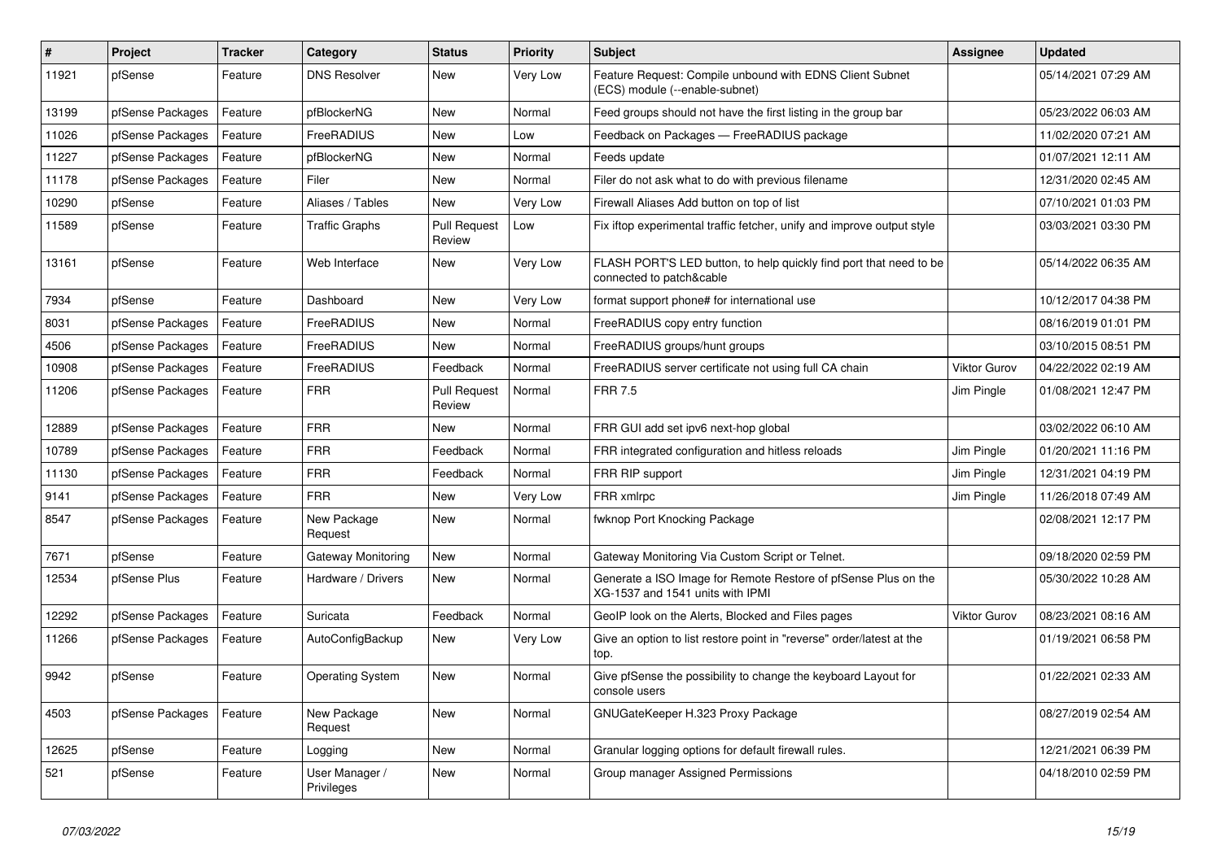| # | Project | Tracker | Category | Status | Priority | Subject | Assignee | Updated |
|---|---|---|---|---|---|---|---|---|
| 11921 | pfSense | Feature | DNS Resolver | New | Very Low | Feature Request: Compile unbound with EDNS Client Subnet (ECS) module (--enable-subnet) | | 05/14/2021 07:29 AM |
| 13199 | pfSense Packages | Feature | pfBlockerNG | New | Normal | Feed groups should not have the first listing in the group bar | | 05/23/2022 06:03 AM |
| 11026 | pfSense Packages | Feature | FreeRADIUS | New | Low | Feedback on Packages — FreeRADIUS package | | 11/02/2020 07:21 AM |
| 11227 | pfSense Packages | Feature | pfBlockerNG | New | Normal | Feeds update | | 01/07/2021 12:11 AM |
| 11178 | pfSense Packages | Feature | Filer | New | Normal | Filer do not ask what to do with previous filename | | 12/31/2020 02:45 AM |
| 10290 | pfSense | Feature | Aliases / Tables | New | Very Low | Firewall Aliases Add button on top of list | | 07/10/2021 01:03 PM |
| 11589 | pfSense | Feature | Traffic Graphs | Pull Request Review | Low | Fix iftop experimental traffic fetcher, unify and improve output style | | 03/03/2021 03:30 PM |
| 13161 | pfSense | Feature | Web Interface | New | Very Low | FLASH PORT'S LED button, to help quickly find port that need to be connected to patch&cable | | 05/14/2022 06:35 AM |
| 7934 | pfSense | Feature | Dashboard | New | Very Low | format support phone# for international use | | 10/12/2017 04:38 PM |
| 8031 | pfSense Packages | Feature | FreeRADIUS | New | Normal | FreeRADIUS copy entry function | | 08/16/2019 01:01 PM |
| 4506 | pfSense Packages | Feature | FreeRADIUS | New | Normal | FreeRADIUS groups/hunt groups | | 03/10/2015 08:51 PM |
| 10908 | pfSense Packages | Feature | FreeRADIUS | Feedback | Normal | FreeRADIUS server certificate not using full CA chain | Viktor Gurov | 04/22/2022 02:19 AM |
| 11206 | pfSense Packages | Feature | FRR | Pull Request Review | Normal | FRR 7.5 | Jim Pingle | 01/08/2021 12:47 PM |
| 12889 | pfSense Packages | Feature | FRR | New | Normal | FRR GUI add set ipv6 next-hop global | | 03/02/2022 06:10 AM |
| 10789 | pfSense Packages | Feature | FRR | Feedback | Normal | FRR integrated configuration and hitless reloads | Jim Pingle | 01/20/2021 11:16 PM |
| 11130 | pfSense Packages | Feature | FRR | Feedback | Normal | FRR RIP support | Jim Pingle | 12/31/2021 04:19 PM |
| 9141 | pfSense Packages | Feature | FRR | New | Very Low | FRR xmlrpc | Jim Pingle | 11/26/2018 07:49 AM |
| 8547 | pfSense Packages | Feature | New Package Request | New | Normal | fwknop Port Knocking Package | | 02/08/2021 12:17 PM |
| 7671 | pfSense | Feature | Gateway Monitoring | New | Normal | Gateway Monitoring Via Custom Script or Telnet. | | 09/18/2020 02:59 PM |
| 12534 | pfSense Plus | Feature | Hardware / Drivers | New | Normal | Generate a ISO Image for Remote Restore of pfSense Plus on the XG-1537 and 1541 units with IPMI | | 05/30/2022 10:28 AM |
| 12292 | pfSense Packages | Feature | Suricata | Feedback | Normal | GeoIP look on the Alerts, Blocked and Files pages | Viktor Gurov | 08/23/2021 08:16 AM |
| 11266 | pfSense Packages | Feature | AutoConfigBackup | New | Very Low | Give an option to list restore point in "reverse" order/latest at the top. | | 01/19/2021 06:58 PM |
| 9942 | pfSense | Feature | Operating System | New | Normal | Give pfSense the possibility to change the keyboard Layout for console users | | 01/22/2021 02:33 AM |
| 4503 | pfSense Packages | Feature | New Package Request | New | Normal | GNUGateKeeper H.323 Proxy Package | | 08/27/2019 02:54 AM |
| 12625 | pfSense | Feature | Logging | New | Normal | Granular logging options for default firewall rules. | | 12/21/2021 06:39 PM |
| 521 | pfSense | Feature | User Manager / Privileges | New | Normal | Group manager Assigned Permissions | | 04/18/2010 02:59 PM |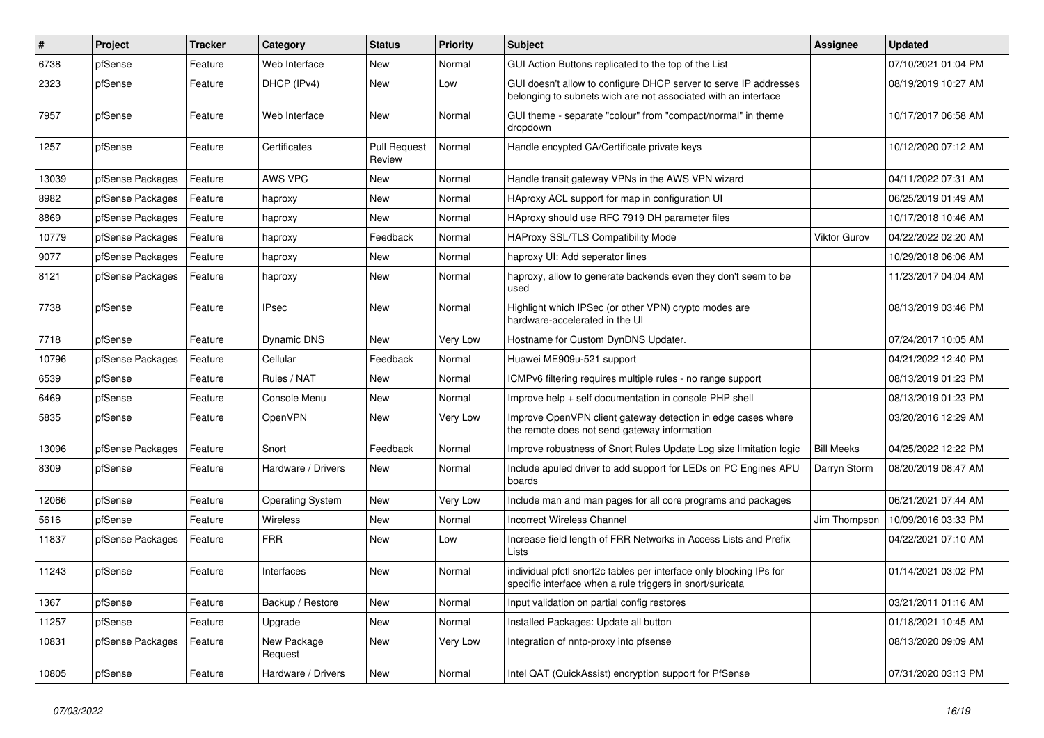| # | Project | Tracker | Category | Status | Priority | Subject | Assignee | Updated |
|---|---|---|---|---|---|---|---|---|
| 6738 | pfSense | Feature | Web Interface | New | Normal | GUI Action Buttons replicated to the top of the List | | 07/10/2021 01:04 PM |
| 2323 | pfSense | Feature | DHCP (IPv4) | New | Low | GUI doesn't allow to configure DHCP server to serve IP addresses belonging to subnets wich are not associated with an interface | | 08/19/2019 10:27 AM |
| 7957 | pfSense | Feature | Web Interface | New | Normal | GUI theme - separate "colour" from "compact/normal" in theme dropdown | | 10/17/2017 06:58 AM |
| 1257 | pfSense | Feature | Certificates | Pull Request Review | Normal | Handle encypted CA/Certificate private keys | | 10/12/2020 07:12 AM |
| 13039 | pfSense Packages | Feature | AWS VPC | New | Normal | Handle transit gateway VPNs in the AWS VPN wizard | | 04/11/2022 07:31 AM |
| 8982 | pfSense Packages | Feature | haproxy | New | Normal | HAproxy ACL support for map in configuration UI | | 06/25/2019 01:49 AM |
| 8869 | pfSense Packages | Feature | haproxy | New | Normal | HAproxy should use RFC 7919 DH parameter files | | 10/17/2018 10:46 AM |
| 10779 | pfSense Packages | Feature | haproxy | Feedback | Normal | HAProxy SSL/TLS Compatibility Mode | Viktor Gurov | 04/22/2022 02:20 AM |
| 9077 | pfSense Packages | Feature | haproxy | New | Normal | haproxy UI: Add seperator lines | | 10/29/2018 06:06 AM |
| 8121 | pfSense Packages | Feature | haproxy | New | Normal | haproxy, allow to generate backends even they don't seem to be used | | 11/23/2017 04:04 AM |
| 7738 | pfSense | Feature | IPsec | New | Normal | Highlight which IPSec (or other VPN) crypto modes are hardware-accelerated in the UI | | 08/13/2019 03:46 PM |
| 7718 | pfSense | Feature | Dynamic DNS | New | Very Low | Hostname for Custom DynDNS Updater. | | 07/24/2017 10:05 AM |
| 10796 | pfSense Packages | Feature | Cellular | Feedback | Normal | Huawei ME909u-521 support | | 04/21/2022 12:40 PM |
| 6539 | pfSense | Feature | Rules / NAT | New | Normal | ICMPv6 filtering requires multiple rules - no range support | | 08/13/2019 01:23 PM |
| 6469 | pfSense | Feature | Console Menu | New | Normal | Improve help + self documentation in console PHP shell | | 08/13/2019 01:23 PM |
| 5835 | pfSense | Feature | OpenVPN | New | Very Low | Improve OpenVPN client gateway detection in edge cases where the remote does not send gateway information | | 03/20/2016 12:29 AM |
| 13096 | pfSense Packages | Feature | Snort | Feedback | Normal | Improve robustness of Snort Rules Update Log size limitation logic | Bill Meeks | 04/25/2022 12:22 PM |
| 8309 | pfSense | Feature | Hardware / Drivers | New | Normal | Include apuled driver to add support for LEDs on PC Engines APU boards | Darryn Storm | 08/20/2019 08:47 AM |
| 12066 | pfSense | Feature | Operating System | New | Very Low | Include man and man pages for all core programs and packages | | 06/21/2021 07:44 AM |
| 5616 | pfSense | Feature | Wireless | New | Normal | Incorrect Wireless Channel | Jim Thompson | 10/09/2016 03:33 PM |
| 11837 | pfSense Packages | Feature | FRR | New | Low | Increase field length of FRR Networks in Access Lists and Prefix Lists | | 04/22/2021 07:10 AM |
| 11243 | pfSense | Feature | Interfaces | New | Normal | individual pfctl snort2c tables per interface only blocking IPs for specific interface when a rule triggers in snort/suricata | | 01/14/2021 03:02 PM |
| 1367 | pfSense | Feature | Backup / Restore | New | Normal | Input validation on partial config restores | | 03/21/2011 01:16 AM |
| 11257 | pfSense | Feature | Upgrade | New | Normal | Installed Packages: Update all button | | 01/18/2021 10:45 AM |
| 10831 | pfSense Packages | Feature | New Package Request | New | Very Low | Integration of nntp-proxy into pfsense | | 08/13/2020 09:09 AM |
| 10805 | pfSense | Feature | Hardware / Drivers | New | Normal | Intel QAT (QuickAssist) encryption support for PfSense | | 07/31/2020 03:13 PM |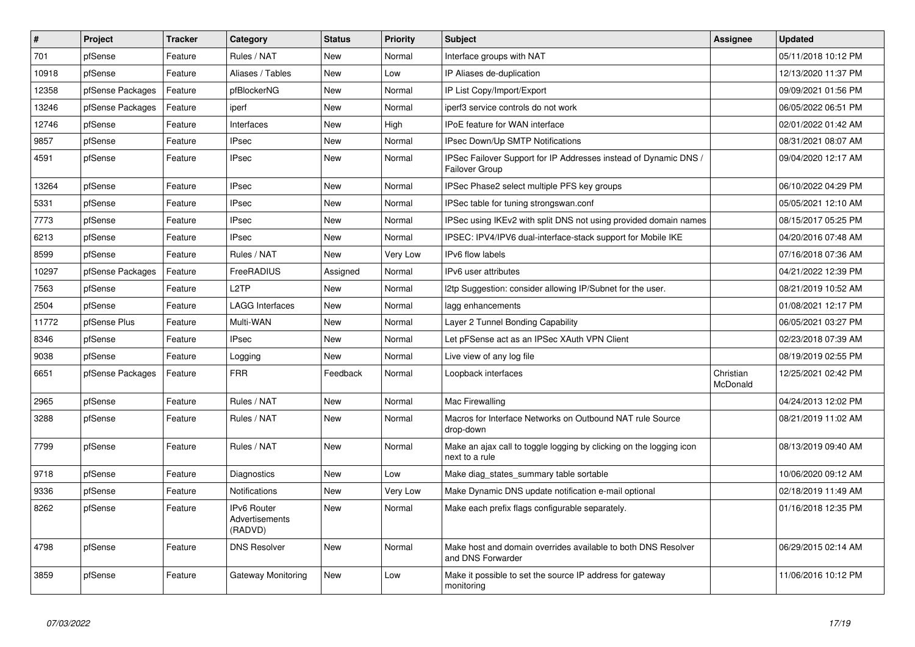| # | Project | Tracker | Category | Status | Priority | Subject | Assignee | Updated |
|---|---|---|---|---|---|---|---|---|
| 701 | pfSense | Feature | Rules / NAT | New | Normal | Interface groups with NAT | | 05/11/2018 10:12 PM |
| 10918 | pfSense | Feature | Aliases / Tables | New | Low | IP Aliases de-duplication | | 12/13/2020 11:37 PM |
| 12358 | pfSense Packages | Feature | pfBlockerNG | New | Normal | IP List Copy/Import/Export | | 09/09/2021 01:56 PM |
| 13246 | pfSense Packages | Feature | iperf | New | Normal | iperf3 service controls do not work | | 06/05/2022 06:51 PM |
| 12746 | pfSense | Feature | Interfaces | New | High | IPoE feature for WAN interface | | 02/01/2022 01:42 AM |
| 9857 | pfSense | Feature | IPsec | New | Normal | IPsec Down/Up SMTP Notifications | | 08/31/2021 08:07 AM |
| 4591 | pfSense | Feature | IPsec | New | Normal | IPSec Failover Support for IP Addresses instead of Dynamic DNS / Failover Group | | 09/04/2020 12:17 AM |
| 13264 | pfSense | Feature | IPsec | New | Normal | IPSec Phase2 select multiple PFS key groups | | 06/10/2022 04:29 PM |
| 5331 | pfSense | Feature | IPsec | New | Normal | IPSec table for tuning strongswan.conf | | 05/05/2021 12:10 AM |
| 7773 | pfSense | Feature | IPsec | New | Normal | IPSec using IKEv2 with split DNS not using provided domain names | | 08/15/2017 05:25 PM |
| 6213 | pfSense | Feature | IPsec | New | Normal | IPSEC: IPV4/IPV6 dual-interface-stack support for Mobile IKE | | 04/20/2016 07:48 AM |
| 8599 | pfSense | Feature | Rules / NAT | New | Very Low | IPv6 flow labels | | 07/16/2018 07:36 AM |
| 10297 | pfSense Packages | Feature | FreeRADIUS | Assigned | Normal | IPv6 user attributes | | 04/21/2022 12:39 PM |
| 7563 | pfSense | Feature | L2TP | New | Normal | l2tp Suggestion: consider allowing IP/Subnet for the user. | | 08/21/2019 10:52 AM |
| 2504 | pfSense | Feature | LAGG Interfaces | New | Normal | lagg enhancements | | 01/08/2021 12:17 PM |
| 11772 | pfSense Plus | Feature | Multi-WAN | New | Normal | Layer 2 Tunnel Bonding Capability | | 06/05/2021 03:27 PM |
| 8346 | pfSense | Feature | IPsec | New | Normal | Let pFSense act as an IPSec XAuth VPN Client | | 02/23/2018 07:39 AM |
| 9038 | pfSense | Feature | Logging | New | Normal | Live view of any log file | | 08/19/2019 02:55 PM |
| 6651 | pfSense Packages | Feature | FRR | Feedback | Normal | Loopback interfaces | Christian McDonald | 12/25/2021 02:42 PM |
| 2965 | pfSense | Feature | Rules / NAT | New | Normal | Mac Firewalling | | 04/24/2013 12:02 PM |
| 3288 | pfSense | Feature | Rules / NAT | New | Normal | Macros for Interface Networks on Outbound NAT rule Source drop-down | | 08/21/2019 11:02 AM |
| 7799 | pfSense | Feature | Rules / NAT | New | Normal | Make an ajax call to toggle logging by clicking on the logging icon next to a rule | | 08/13/2019 09:40 AM |
| 9718 | pfSense | Feature | Diagnostics | New | Low | Make diag_states_summary table sortable | | 10/06/2020 09:12 AM |
| 9336 | pfSense | Feature | Notifications | New | Very Low | Make Dynamic DNS update notification e-mail optional | | 02/18/2019 11:49 AM |
| 8262 | pfSense | Feature | IPv6 Router Advertisements (RADVD) | New | Normal | Make each prefix flags configurable separately. | | 01/16/2018 12:35 PM |
| 4798 | pfSense | Feature | DNS Resolver | New | Normal | Make host and domain overrides available to both DNS Resolver and DNS Forwarder | | 06/29/2015 02:14 AM |
| 3859 | pfSense | Feature | Gateway Monitoring | New | Low | Make it possible to set the source IP address for gateway monitoring | | 11/06/2016 10:12 PM |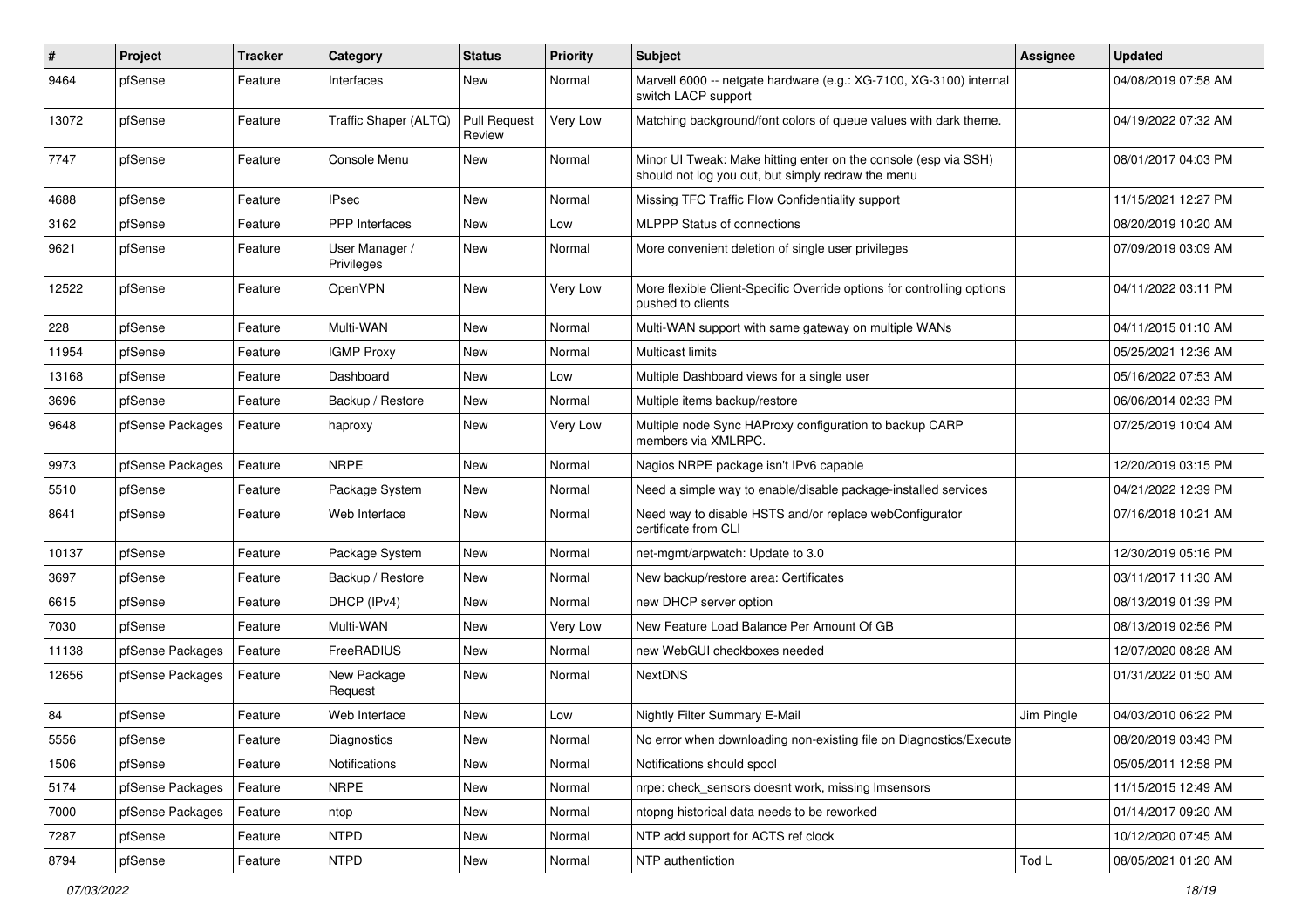| # | Project | Tracker | Category | Status | Priority | Subject | Assignee | Updated |
|---|---|---|---|---|---|---|---|---|
| 9464 | pfSense | Feature | Interfaces | New | Normal | Marvell 6000 -- netgate hardware (e.g.: XG-7100, XG-3100) internal switch LACP support | | 04/08/2019 07:58 AM |
| 13072 | pfSense | Feature | Traffic Shaper (ALTQ) | Pull Request Review | Very Low | Matching background/font colors of queue values with dark theme. | | 04/19/2022 07:32 AM |
| 7747 | pfSense | Feature | Console Menu | New | Normal | Minor UI Tweak: Make hitting enter on the console (esp via SSH) should not log you out, but simply redraw the menu | | 08/01/2017 04:03 PM |
| 4688 | pfSense | Feature | IPsec | New | Normal | Missing TFC Traffic Flow Confidentiality support | | 11/15/2021 12:27 PM |
| 3162 | pfSense | Feature | PPP Interfaces | New | Low | MLPPP Status of connections | | 08/20/2019 10:20 AM |
| 9621 | pfSense | Feature | User Manager / Privileges | New | Normal | More convenient deletion of single user privileges | | 07/09/2019 03:09 AM |
| 12522 | pfSense | Feature | OpenVPN | New | Very Low | More flexible Client-Specific Override options for controlling options pushed to clients | | 04/11/2022 03:11 PM |
| 228 | pfSense | Feature | Multi-WAN | New | Normal | Multi-WAN support with same gateway on multiple WANs | | 04/11/2015 01:10 AM |
| 11954 | pfSense | Feature | IGMP Proxy | New | Normal | Multicast limits | | 05/25/2021 12:36 AM |
| 13168 | pfSense | Feature | Dashboard | New | Low | Multiple Dashboard views for a single user | | 05/16/2022 07:53 AM |
| 3696 | pfSense | Feature | Backup / Restore | New | Normal | Multiple items backup/restore | | 06/06/2014 02:33 PM |
| 9648 | pfSense Packages | Feature | haproxy | New | Very Low | Multiple node Sync HAProxy configuration to backup CARP members via XMLRPC. | | 07/25/2019 10:04 AM |
| 9973 | pfSense Packages | Feature | NRPE | New | Normal | Nagios NRPE package isn't IPv6 capable | | 12/20/2019 03:15 PM |
| 5510 | pfSense | Feature | Package System | New | Normal | Need a simple way to enable/disable package-installed services | | 04/21/2022 12:39 PM |
| 8641 | pfSense | Feature | Web Interface | New | Normal | Need way to disable HSTS and/or replace webConfigurator certificate from CLI | | 07/16/2018 10:21 AM |
| 10137 | pfSense | Feature | Package System | New | Normal | net-mgmt/arpwatch: Update to 3.0 | | 12/30/2019 05:16 PM |
| 3697 | pfSense | Feature | Backup / Restore | New | Normal | New backup/restore area: Certificates | | 03/11/2017 11:30 AM |
| 6615 | pfSense | Feature | DHCP (IPv4) | New | Normal | new DHCP server option | | 08/13/2019 01:39 PM |
| 7030 | pfSense | Feature | Multi-WAN | New | Very Low | New Feature Load Balance Per Amount Of GB | | 08/13/2019 02:56 PM |
| 11138 | pfSense Packages | Feature | FreeRADIUS | New | Normal | new WebGUI checkboxes needed | | 12/07/2020 08:28 AM |
| 12656 | pfSense Packages | Feature | New Package Request | New | Normal | NextDNS | | 01/31/2022 01:50 AM |
| 84 | pfSense | Feature | Web Interface | New | Low | Nightly Filter Summary E-Mail | Jim Pingle | 04/03/2010 06:22 PM |
| 5556 | pfSense | Feature | Diagnostics | New | Normal | No error when downloading non-existing file on Diagnostics/Execute | | 08/20/2019 03:43 PM |
| 1506 | pfSense | Feature | Notifications | New | Normal | Notifications should spool | | 05/05/2011 12:58 PM |
| 5174 | pfSense Packages | Feature | NRPE | New | Normal | nrpe: check_sensors doesnt work, missing lmsensors | | 11/15/2015 12:49 AM |
| 7000 | pfSense Packages | Feature | ntop | New | Normal | ntopng historical data needs to be reworked | | 01/14/2017 09:20 AM |
| 7287 | pfSense | Feature | NTPD | New | Normal | NTP add support for ACTS ref clock | | 10/12/2020 07:45 AM |
| 8794 | pfSense | Feature | NTPD | New | Normal | NTP authentiction | Tod L | 08/05/2021 01:20 AM |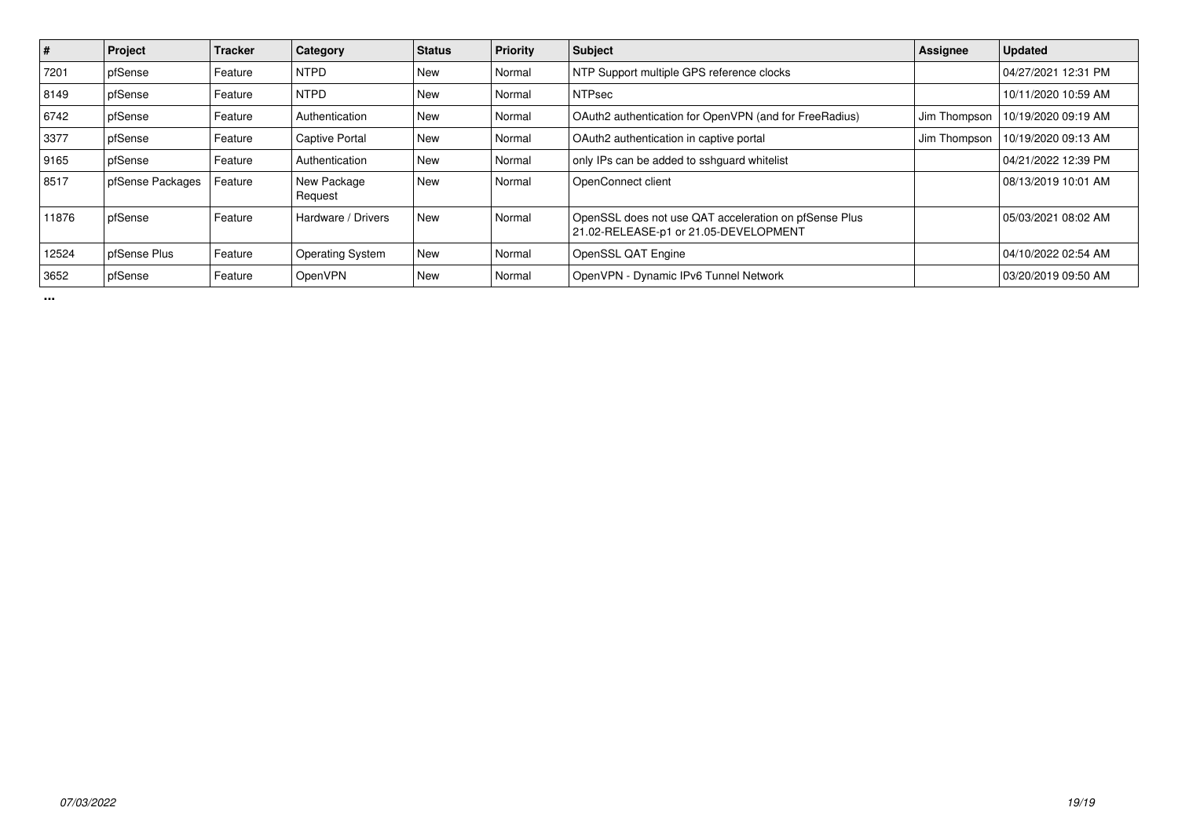| # | Project | Tracker | Category | Status | Priority | Subject | Assignee | Updated |
|---|---|---|---|---|---|---|---|---|
| 7201 | pfSense | Feature | NTPD | New | Normal | NTP Support multiple GPS reference clocks | | 04/27/2021 12:31 PM |
| 8149 | pfSense | Feature | NTPD | New | Normal | NTPsec | | 10/11/2020 10:59 AM |
| 6742 | pfSense | Feature | Authentication | New | Normal | OAuth2 authentication for OpenVPN (and for FreeRadius) | Jim Thompson | 10/19/2020 09:19 AM |
| 3377 | pfSense | Feature | Captive Portal | New | Normal | OAuth2 authentication in captive portal | Jim Thompson | 10/19/2020 09:13 AM |
| 9165 | pfSense | Feature | Authentication | New | Normal | only IPs can be added to sshguard whitelist | | 04/21/2022 12:39 PM |
| 8517 | pfSense Packages | Feature | New Package Request | New | Normal | OpenConnect client | | 08/13/2019 10:01 AM |
| 11876 | pfSense | Feature | Hardware / Drivers | New | Normal | OpenSSL does not use QAT acceleration on pfSense Plus 21.02-RELEASE-p1 or 21.05-DEVELOPMENT | | 05/03/2021 08:02 AM |
| 12524 | pfSense Plus | Feature | Operating System | New | Normal | OpenSSL QAT Engine | | 04/10/2022 02:54 AM |
| 3652 | pfSense | Feature | OpenVPN | New | Normal | OpenVPN - Dynamic IPv6 Tunnel Network | | 03/20/2019 09:50 AM |

...